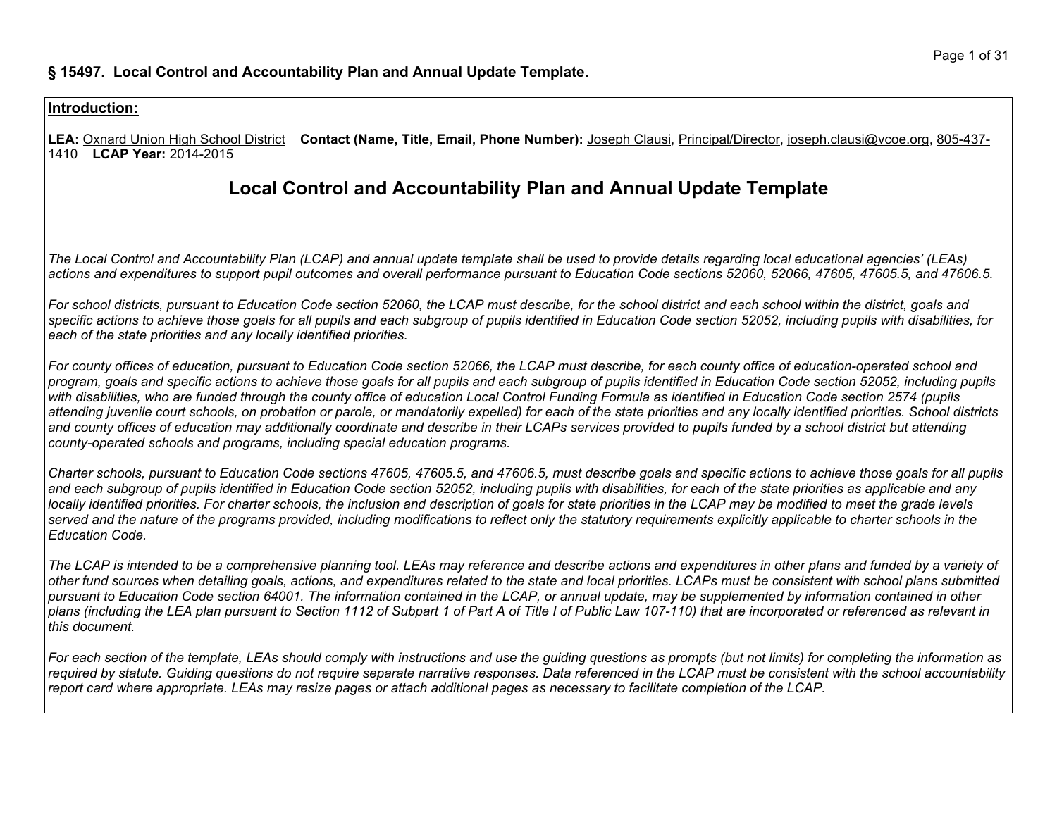## § 15497. Local Control and Accountability Plan and Annual Update Template.

**Introduction:**

**LEA:** Oxnard Union High School District **Contact (Name, Title, Email, Phone Number):** Joseph Clausi, Principal/Director, joseph.clausi@vcoe.org, 805-437-1410 **LCAP Year:** 2014-2015

# Local Control and Accountability Plan and Annual Update Template

*The Local Control and Accountability Plan (LCAP) and annual update template shall be used to provide details regarding local educational agencies' (LEAs) actions and expenditures to support pupil outcomes and overall performance pursuant to Education Code sections 52060, 52066, 47605, 47605.5, and 47606.5.*

*For school districts, pursuant to Education Code section 52060, the LCAP must describe, for the school district and each school within the district, goals and specific actions to achieve those goals for all pupils and each subgroup of pupils identified in Education Code section 52052, including pupils with disabilities, for each of the state priorities and any locally identified priorities.*

*For county offices of education, pursuant to Education Code section 52066, the LCAP must describe, for each county office of education-operated school and program, goals and specific actions to achieve those goals for all pupils and each subgroup of pupils identified in Education Code section 52052, including pupils with disabilities, who are funded through the county office of education Local Control Funding Formula as identified in Education Code section 2574 (pupils attending juvenile court schools, on probation or parole, or mandatorily expelled) for each of the state priorities and any locally identified priorities. School districts and county offices of education may additionally coordinate and describe in their LCAPs services provided to pupils funded by a school district but attending county-operated schools and programs, including special education programs.*

*Charter schools, pursuant to Education Code sections 47605, 47605.5, and 47606.5, must describe goals and specific actions to achieve those goals for all pupils and each subgroup of pupils identified in Education Code section 52052, including pupils with disabilities, for each of the state priorities as applicable and any locally identified priorities. For charter schools, the inclusion and description of goals for state priorities in the LCAP may be modified to meet the grade levels served and the nature of the programs provided, including modifications to reflect only the statutory requirements explicitly applicable to charter schools in the Education Code.*

*The LCAP is intended to be a comprehensive planning tool. LEAs may reference and describe actions and expenditures in other plans and funded by a variety of other fund sources when detailing goals, actions, and expenditures related to the state and local priorities. LCAPs must be consistent with school plans submitted pursuant to Education Code section 64001. The information contained in the LCAP, or annual update, may be supplemented by information contained in other plans (including the LEA plan pursuant to Section 1112 of Subpart 1 of Part A of Title I of Public Law 107-110) that are incorporated or referenced as relevant in this document.*

*For each section of the template, LEAs should comply with instructions and use the guiding questions as prompts (but not limits) for completing the information as required by statute. Guiding questions do not require separate narrative responses. Data referenced in the LCAP must be consistent with the school accountability report card where appropriate. LEAs may resize pages or attach additional pages as necessary to facilitate completion of the LCAP.*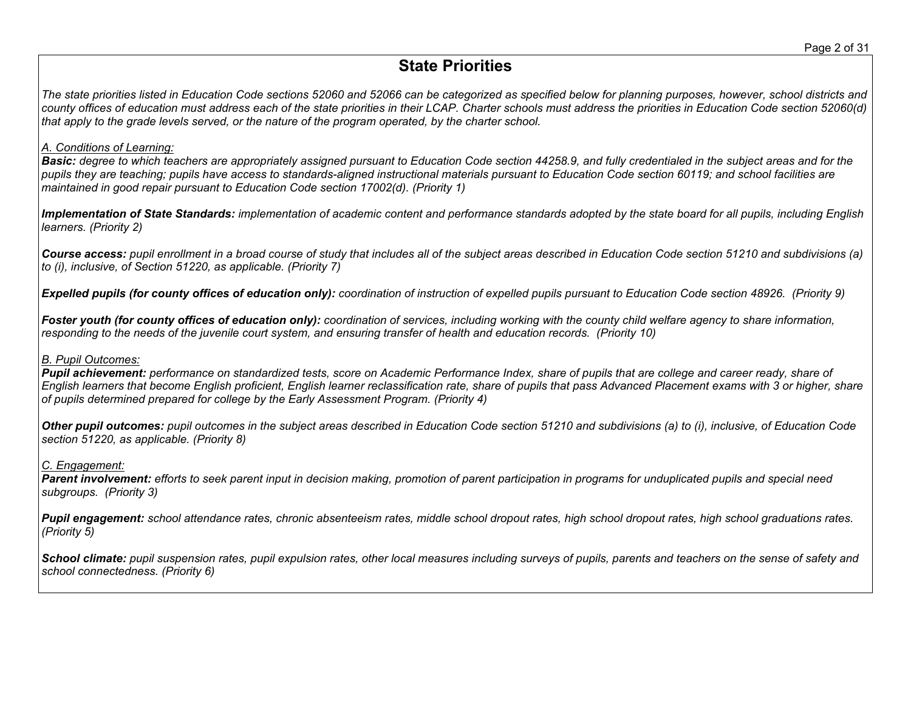# State Priorities

*The state priorities listed in Education Code sections 52060 and 52066 can be categorized as specified below for planning purposes, however, school districts and county offices of education must address each of the state priorities in their LCAP. Charter schools must address the priorities in Education Code section 52060(d) that apply to the grade levels served, or the nature of the program operated, by the charter school.*

*A. Conditions of Learning:*

***Basic:*** *degree to which teachers are appropriately assigned pursuant to Education Code section 44258.9, and fully credentialed in the subject areas and for the pupils they are teaching; pupils have access to standards-aligned instructional materials pursuant to Education Code section 60119; and school facilities are maintained in good repair pursuant to Education Code section 17002(d). (Priority 1)*

***Implementation of State Standards:*** *implementation of academic content and performance standards adopted by the state board for all pupils, including English learners. (Priority 2)*

***Course access:*** *pupil enrollment in a broad course of study that includes all of the subject areas described in Education Code section 51210 and subdivisions (a) to (i), inclusive, of Section 51220, as applicable. (Priority 7)*

***Expelled pupils (for county offices of education only):*** *coordination of instruction of expelled pupils pursuant to Education Code section 48926. (Priority 9)*

***Foster youth (for county offices of education only):*** *coordination of services, including working with the county child welfare agency to share information, responding to the needs of the juvenile court system, and ensuring transfer of health and education records. (Priority 10)*

*B. Pupil Outcomes:*

***Pupil achievement:*** *performance on standardized tests, score on Academic Performance Index, share of pupils that are college and career ready, share of English learners that become English proficient, English learner reclassification rate, share of pupils that pass Advanced Placement exams with 3 or higher, share of pupils determined prepared for college by the Early Assessment Program. (Priority 4)*

***Other pupil outcomes:*** *pupil outcomes in the subject areas described in Education Code section 51210 and subdivisions (a) to (i), inclusive, of Education Code section 51220, as applicable. (Priority 8)*

*C. Engagement:*

***Parent involvement:*** *efforts to seek parent input in decision making, promotion of parent participation in programs for unduplicated pupils and special need subgroups. (Priority 3)*

***Pupil engagement:*** *school attendance rates, chronic absenteeism rates, middle school dropout rates, high school dropout rates, high school graduations rates. (Priority 5)*

***School climate:*** *pupil suspension rates, pupil expulsion rates, other local measures including surveys of pupils, parents and teachers on the sense of safety and school connectedness. (Priority 6)*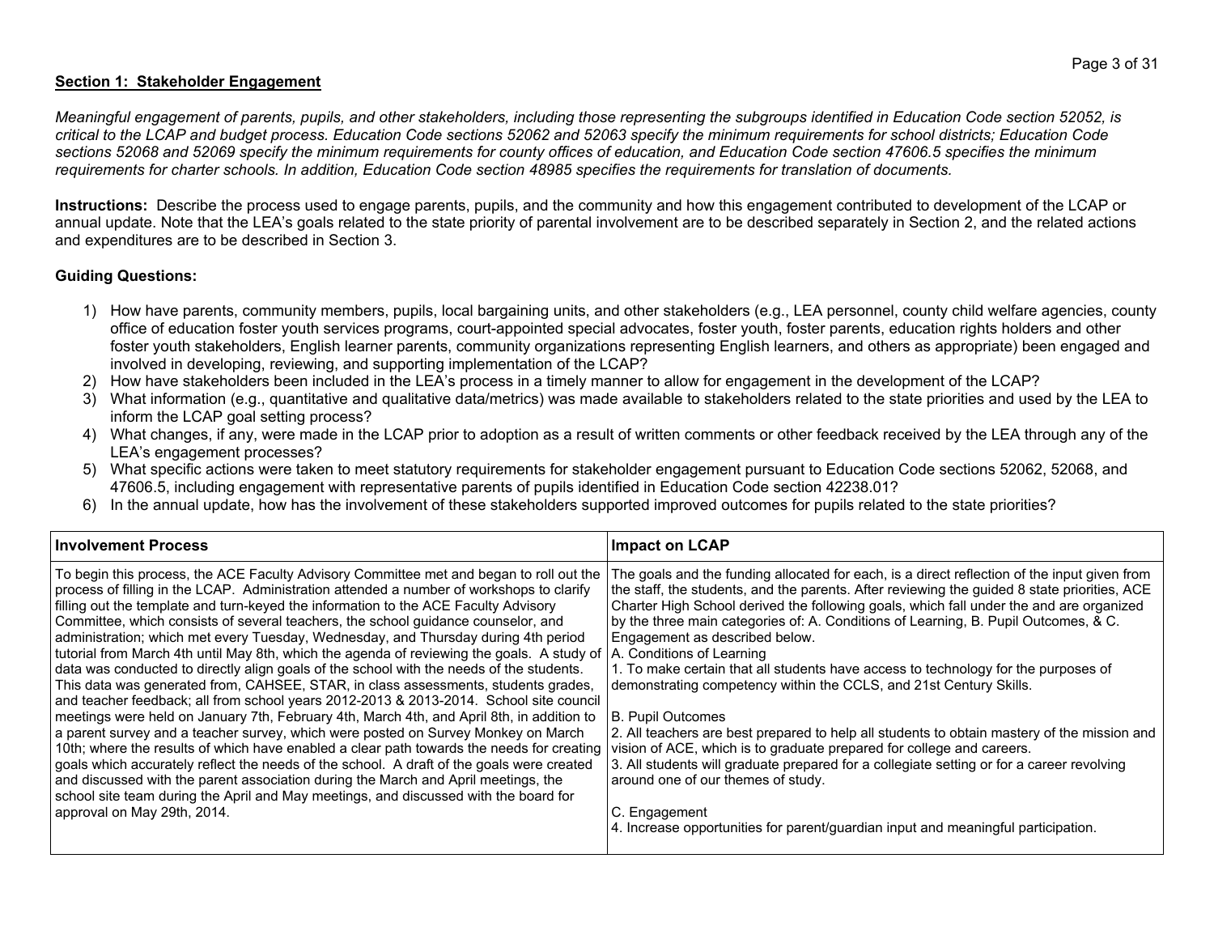**Section 1: Stakeholder Engagement**

*Meaningful engagement of parents, pupils, and other stakeholders, including those representing the subgroups identified in Education Code section 52052, is critical to the LCAP and budget process. Education Code sections 52062 and 52063 specify the minimum requirements for school districts; Education Code sections 52068 and 52069 specify the minimum requirements for county offices of education, and Education Code section 47606.5 specifies the minimum requirements for charter schools. In addition, Education Code section 48985 specifies the requirements for translation of documents.*

**Instructions:** Describe the process used to engage parents, pupils, and the community and how this engagement contributed to development of the LCAP or annual update. Note that the LEA's goals related to the state priority of parental involvement are to be described separately in Section 2, and the related actions and expenditures are to be described in Section 3.

**Guiding Questions:**

1) How have parents, community members, pupils, local bargaining units, and other stakeholders (e.g., LEA personnel, county child welfare agencies, county office of education foster youth services programs, court-appointed special advocates, foster youth, foster parents, education rights holders and other foster youth stakeholders, English learner parents, community organizations representing English learners, and others as appropriate) been engaged and involved in developing, reviewing, and supporting implementation of the LCAP?
2) How have stakeholders been included in the LEA's process in a timely manner to allow for engagement in the development of the LCAP?
3) What information (e.g., quantitative and qualitative data/metrics) was made available to stakeholders related to the state priorities and used by the LEA to inform the LCAP goal setting process?
4) What changes, if any, were made in the LCAP prior to adoption as a result of written comments or other feedback received by the LEA through any of the LEA's engagement processes?
5) What specific actions were taken to meet statutory requirements for stakeholder engagement pursuant to Education Code sections 52062, 52068, and 47606.5, including engagement with representative parents of pupils identified in Education Code section 42238.01?
6) In the annual update, how has the involvement of these stakeholders supported improved outcomes for pupils related to the state priorities?

| Involvement Process | Impact on LCAP |
|---|---|
| To begin this process, the ACE Faculty Advisory Committee met and began to roll out the process of filling in the LCAP. Administration attended a number of workshops to clarify filling out the template and turn-keyed the information to the ACE Faculty Advisory Committee, which consists of several teachers, the school guidance counselor, and administration; which met every Tuesday, Wednesday, and Thursday during 4th period tutorial from March 4th until May 8th, which the agenda of reviewing the goals. A study of data was conducted to directly align goals of the school with the needs of the students. This data was generated from, CAHSEE, STAR, in class assessments, students grades, and teacher feedback; all from school years 2012-2013 & 2013-2014. School site council meetings were held on January 7th, February 4th, March 4th, and April 8th, in addition to a parent survey and a teacher survey, which were posted on Survey Monkey on March 10th; where the results of which have enabled a clear path towards the needs for creating goals which accurately reflect the needs of the school. A draft of the goals were created and discussed with the parent association during the March and April meetings, the school site team during the April and May meetings, and discussed with the board for approval on May 29th, 2014. | The goals and the funding allocated for each, is a direct reflection of the input given from the staff, the students, and the parents. After reviewing the guided 8 state priorities, ACE Charter High School derived the following goals, which fall under the and are organized by the three main categories of: A. Conditions of Learning, B. Pupil Outcomes, & C. Engagement as described below.<br>A. Conditions of Learning<br>1. To make certain that all students have access to technology for the purposes of demonstrating competency within the CCLS, and 21st Century Skills.<br><br>B. Pupil Outcomes<br>2. All teachers are best prepared to help all students to obtain mastery of the mission and vision of ACE, which is to graduate prepared for college and careers.<br>3. All students will graduate prepared for a collegiate setting or for a career revolving around one of our themes of study.<br><br>C. Engagement<br>4. Increase opportunities for parent/guardian input and meaningful participation. |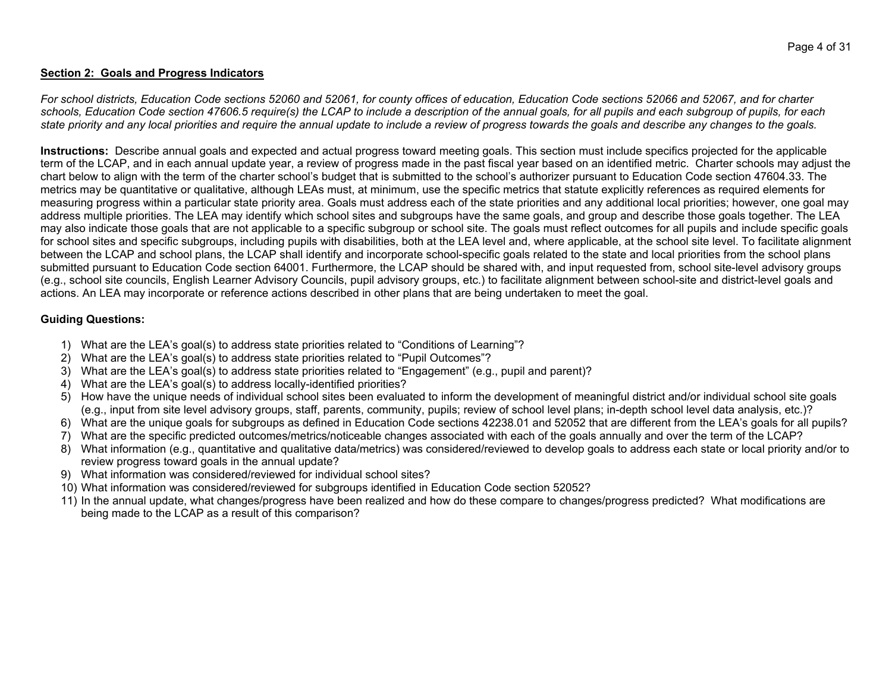## Section 2: Goals and Progress Indicators

*For school districts, Education Code sections 52060 and 52061, for county offices of education, Education Code sections 52066 and 52067, and for charter schools, Education Code section 47606.5 require(s) the LCAP to include a description of the annual goals, for all pupils and each subgroup of pupils, for each state priority and any local priorities and require the annual update to include a review of progress towards the goals and describe any changes to the goals.*

**Instructions:** Describe annual goals and expected and actual progress toward meeting goals. This section must include specifics projected for the applicable term of the LCAP, and in each annual update year, a review of progress made in the past fiscal year based on an identified metric. Charter schools may adjust the chart below to align with the term of the charter school's budget that is submitted to the school's authorizer pursuant to Education Code section 47604.33. The metrics may be quantitative or qualitative, although LEAs must, at minimum, use the specific metrics that statute explicitly references as required elements for measuring progress within a particular state priority area. Goals must address each of the state priorities and any additional local priorities; however, one goal may address multiple priorities. The LEA may identify which school sites and subgroups have the same goals, and group and describe those goals together. The LEA may also indicate those goals that are not applicable to a specific subgroup or school site. The goals must reflect outcomes for all pupils and include specific goals for school sites and specific subgroups, including pupils with disabilities, both at the LEA level and, where applicable, at the school site level. To facilitate alignment between the LCAP and school plans, the LCAP shall identify and incorporate school-specific goals related to the state and local priorities from the school plans submitted pursuant to Education Code section 64001. Furthermore, the LCAP should be shared with, and input requested from, school site-level advisory groups (e.g., school site councils, English Learner Advisory Councils, pupil advisory groups, etc.) to facilitate alignment between school-site and district-level goals and actions. An LEA may incorporate or reference actions described in other plans that are being undertaken to meet the goal.

**Guiding Questions:**

1) What are the LEA's goal(s) to address state priorities related to "Conditions of Learning"?
2) What are the LEA's goal(s) to address state priorities related to "Pupil Outcomes"?
3) What are the LEA's goal(s) to address state priorities related to "Engagement" (e.g., pupil and parent)?
4) What are the LEA's goal(s) to address locally-identified priorities?
5) How have the unique needs of individual school sites been evaluated to inform the development of meaningful district and/or individual school site goals (e.g., input from site level advisory groups, staff, parents, community, pupils; review of school level plans; in-depth school level data analysis, etc.)?
6) What are the unique goals for subgroups as defined in Education Code sections 42238.01 and 52052 that are different from the LEA's goals for all pupils?
7) What are the specific predicted outcomes/metrics/noticeable changes associated with each of the goals annually and over the term of the LCAP?
8) What information (e.g., quantitative and qualitative data/metrics) was considered/reviewed to develop goals to address each state or local priority and/or to review progress toward goals in the annual update?
9) What information was considered/reviewed for individual school sites?
10) What information was considered/reviewed for subgroups identified in Education Code section 52052?
11) In the annual update, what changes/progress have been realized and how do these compare to changes/progress predicted? What modifications are being made to the LCAP as a result of this comparison?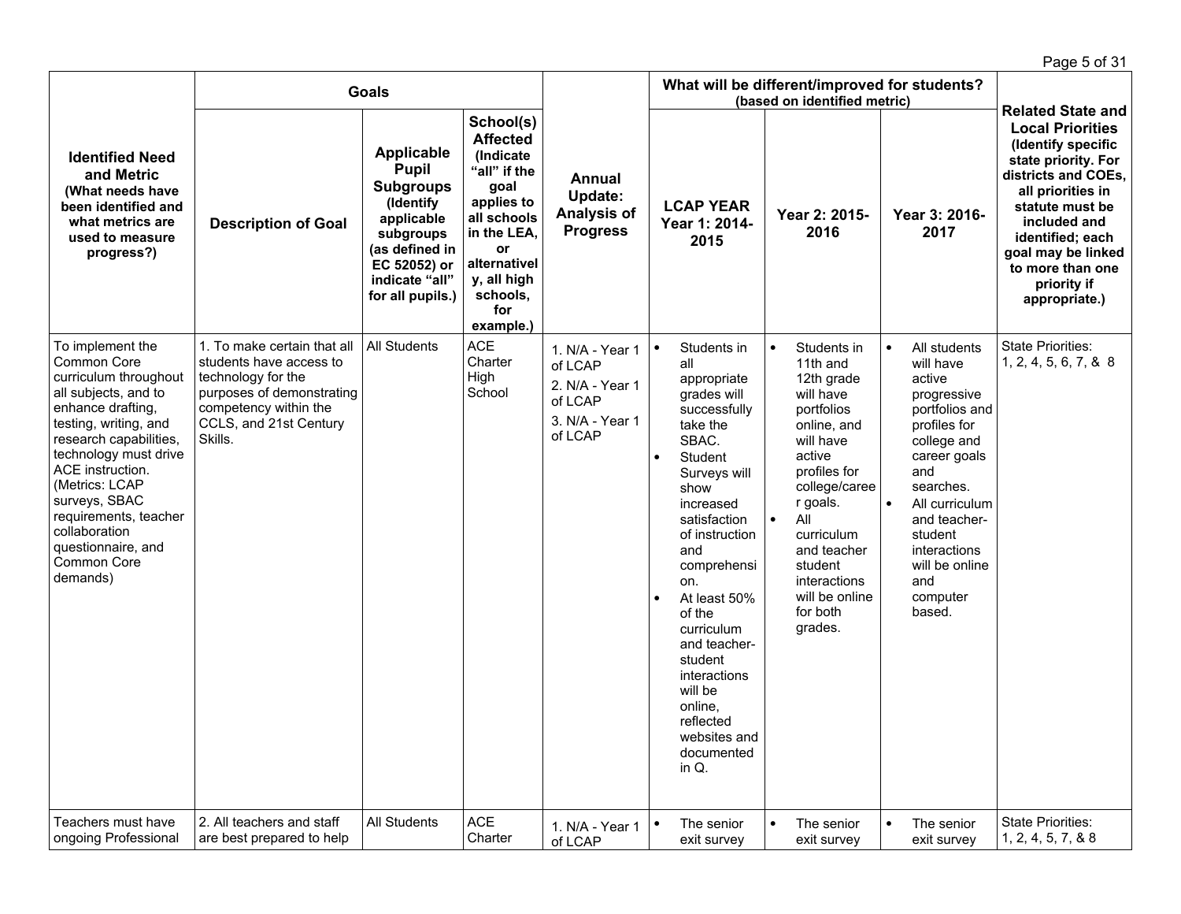| Identified Need and Metric (What needs have been identified and what metrics are used to measure progress?) | Goals | | | Annual Update: Analysis of Progress | What will be different/improved for students? (based on identified metric) | | | Related State and Local Priorities (Identify specific state priority. For districts and COEs, all priorities in statute must be included and identified; each goal may be linked to more than one priority if appropriate.) |
|---|---|---|---|---|---|---|---|---|
| | Description of Goal | Applicable Pupil Subgroups (Identify applicable subgroups (as defined in EC 52052) or indicate "all" for all pupils.) | School(s) Affected (Indicate "all" if the goal applies to all schools in the LEA, or alternatively, all high schools, for example.) | | LCAP YEAR Year 1: 2014-2015 | Year 2: 2015-2016 | Year 3: 2016-2017 | |
| To implement the Common Core curriculum throughout all subjects, and to enhance drafting, testing, writing, and research capabilities, technology must drive ACE instruction. (Metrics: LCAP surveys, SBAC requirements, teacher collaboration questionnaire, and Common Core demands) | 1. To make certain that all students have access to technology for the purposes of demonstrating competency within the CCLS, and 21st Century Skills. | All Students | ACE Charter High School | 1. N/A - Year 1 of LCAP<br>2. N/A - Year 1 of LCAP<br>3. N/A - Year 1 of LCAP | • Students in all appropriate grades will successfully take the SBAC.<br>• Student Surveys will show increased satisfaction of instruction and comprehension.<br>• At least 50% of the curriculum and teacher-student interactions will be online, reflected websites and documented in Q. | • Students in 11th and 12th grade will have portfolios online, and will have active profiles for college/career goals.<br>• All curriculum and teacher student interactions will be online for both grades. | • All students will have active progressive portfolios and profiles for college and career goals and searches.<br>• All curriculum and teacher-student interactions will be online and computer based. | State Priorities: 1, 2, 4, 5, 6, 7, & 8 |
| Teachers must have ongoing Professional | 2. All teachers and staff are best prepared to help | All Students | ACE Charter | 1. N/A - Year 1 of LCAP | • The senior exit survey | • The senior exit survey | • The senior exit survey | State Priorities: 1, 2, 4, 5, 7, & 8 |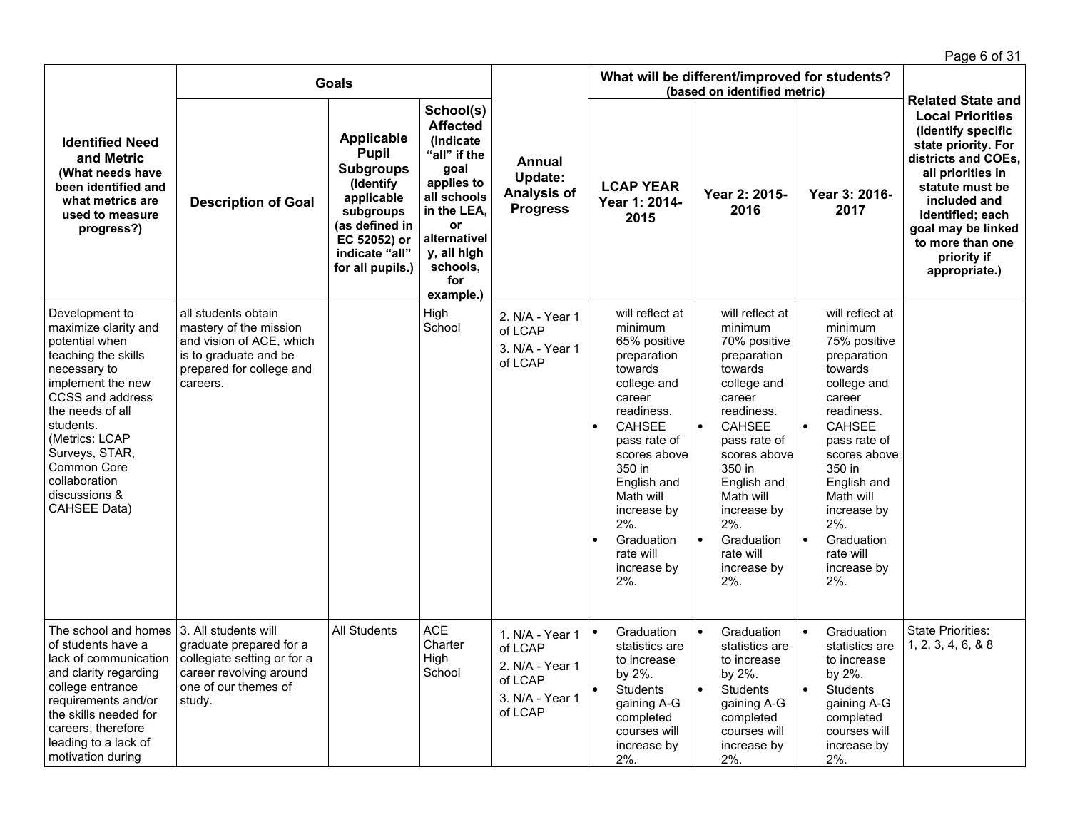| Identified Need and Metric (What needs have been identified and what metrics are used to measure progress?) | Goals | | | Annual Update: Analysis of Progress | What will be different/improved for students? (based on identified metric) | | | Related State and Local Priorities (Identify specific state priority. For districts and COEs, all priorities in statute must be included and identified; each goal may be linked to more than one priority if appropriate.) |
|---|---|---|---|---|---|---|---|---|
| | Description of Goal | Applicable Pupil Subgroups (Identify applicable subgroups (as defined in EC 52052) or indicate "all" for all pupils.) | School(s) Affected (Indicate "all" if the goal applies to all schools in the LEA, or alternatively, all high schools, for example.) | | LCAP YEAR Year 1: 2014-2015 | Year 2: 2015-2016 | Year 3: 2016-2017 | |
| Development to maximize clarity and potential when teaching the skills necessary to implement the new CCSS and address the needs of all students. (Metrics: LCAP Surveys, STAR, Common Core collaboration discussions & CAHSEE Data) | all students obtain mastery of the mission and vision of ACE, which is to graduate and be prepared for college and careers. | | High School | 2. N/A - Year 1 of LCAP<br>3. N/A - Year 1 of LCAP | will reflect at minimum 65% positive preparation towards college and career readiness.<br>• CAHSEE pass rate of scores above 350 in English and Math will increase by 2%.<br>• Graduation rate will increase by 2%. | will reflect at minimum 70% positive preparation towards college and career readiness.<br>• CAHSEE pass rate of scores above 350 in English and Math will increase by 2%.<br>• Graduation rate will increase by 2%. | will reflect at minimum 75% positive preparation towards college and career readiness.<br>• CAHSEE pass rate of scores above 350 in English and Math will increase by 2%.<br>• Graduation rate will increase by 2%. | |
| The school and homes of students have a lack of communication and clarity regarding college entrance requirements and/or the skills needed for careers, therefore leading to a lack of motivation during | 3. All students will graduate prepared for a collegiate setting or for a career revolving around one of our themes of study. | All Students | ACE Charter High School | 1. N/A - Year 1 of LCAP<br>2. N/A - Year 1 of LCAP<br>3. N/A - Year 1 of LCAP | • Graduation statistics are to increase by 2%.<br>• Students gaining A-G completed courses will increase by 2%. | • Graduation statistics are to increase by 2%.<br>• Students gaining A-G completed courses will increase by 2%. | • Graduation statistics are to increase by 2%.<br>• Students gaining A-G completed courses will increase by 2%. | State Priorities: 1, 2, 3, 4, 6, & 8 |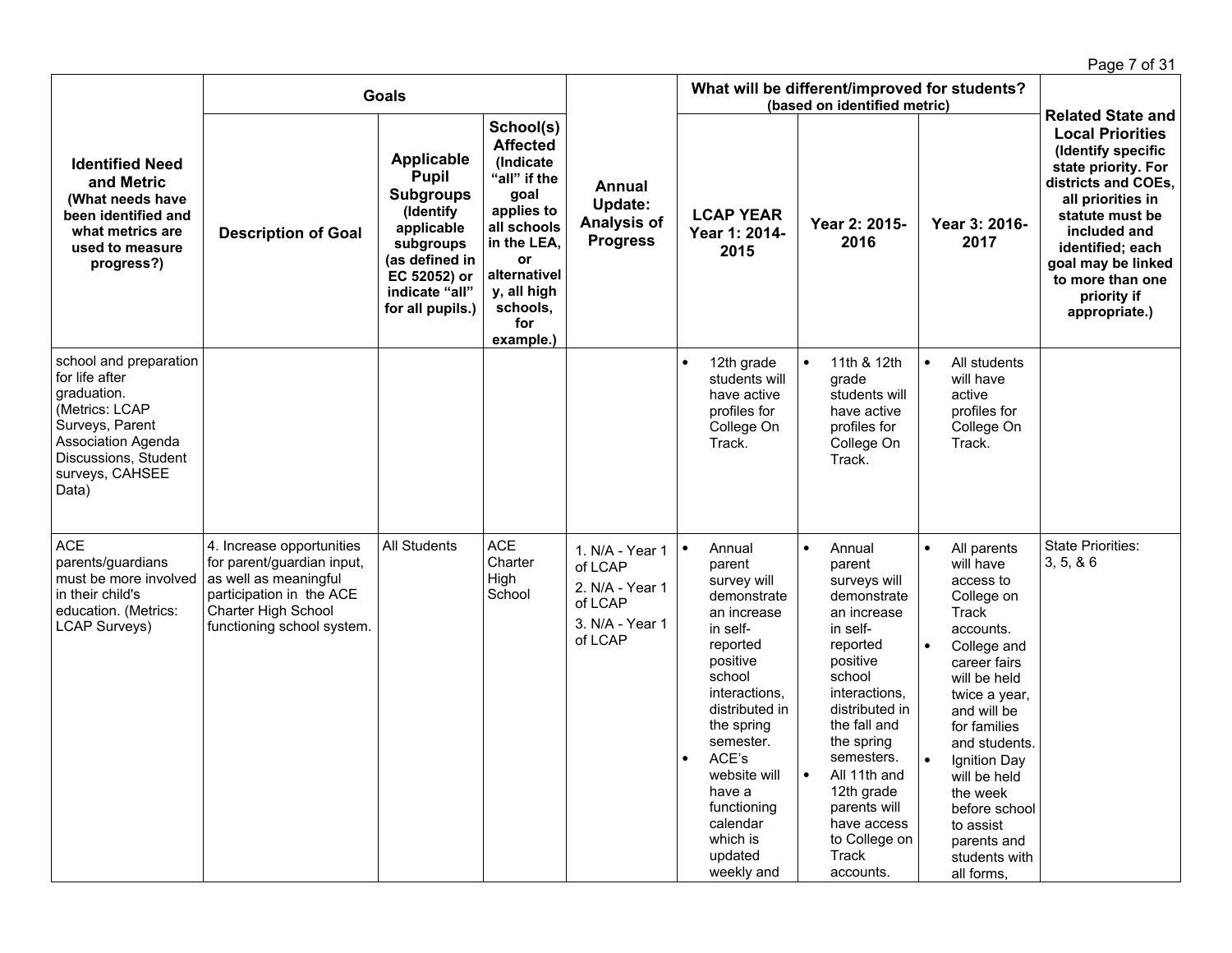| Identified Need and Metric (What needs have been identified and what metrics are used to measure progress?) | Goals | | | Annual Update: Analysis of Progress | What will be different/improved for students? (based on identified metric) | | | Related State and Local Priorities (Identify specific state priority. For districts and COEs, all priorities in statute must be included and identified; each goal may be linked to more than one priority if appropriate.) |
|---|---|---|---|---|---|---|---|---|
| | Description of Goal | Applicable Pupil Subgroups (Identify applicable subgroups (as defined in EC 52052) or indicate "all" for all pupils.) | School(s) Affected (Indicate "all" if the goal applies to all schools in the LEA, or alternatively, all high schools, for example.) | | LCAP YEAR Year 1: 2014-2015 | Year 2: 2015-2016 | Year 3: 2016-2017 | |
| school and preparation for life after graduation. (Metrics: LCAP Surveys, Parent Association Agenda Discussions, Student surveys, CAHSEE Data) | | | | | • 12th grade students will have active profiles for College On Track. | • 11th & 12th grade students will have active profiles for College On Track. | • All students will have active profiles for College On Track. | |
| ACE parents/guardians must be more involved in their child's education. (Metrics: LCAP Surveys) | 4. Increase opportunities for parent/guardian input, as well as meaningful participation in the ACE Charter High School functioning school system. | All Students | ACE Charter High School | 1. N/A - Year 1 of LCAP<br>2. N/A - Year 1 of LCAP<br>3. N/A - Year 1 of LCAP | • Annual parent survey will demonstrate an increase in self-reported positive school interactions, distributed in the spring semester.<br>• ACE's website will have a functioning calendar which is updated weekly and | • Annual parent surveys will demonstrate an increase in self-reported positive school interactions, distributed in the fall and the spring semesters.<br>• All 11th and 12th grade parents will have access to College on Track accounts. | • All parents will have access to College on Track accounts.<br>• College and career fairs will be held twice a year, and will be for families and students.<br>• Ignition Day will be held the week before school to assist parents and students with all forms, | State Priorities: 3, 5, & 6 |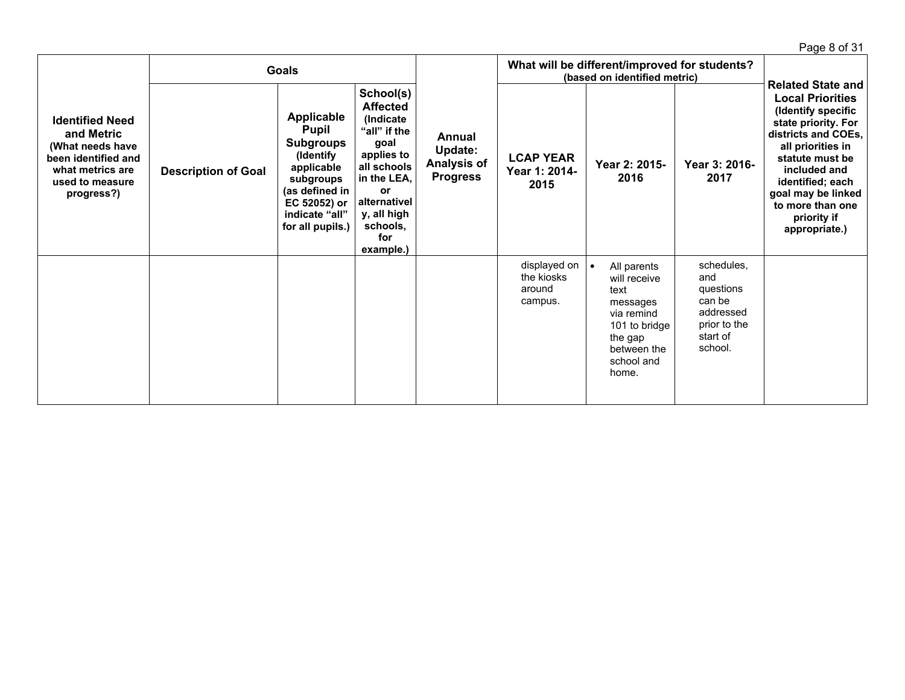| Identified Need and Metric (What needs have been identified and what metrics are used to measure progress?) | Goals | | | Annual Update: Analysis of Progress | What will be different/improved for students? (based on identified metric) | | | Related State and Local Priorities (Identify specific state priority. For districts and COEs, all priorities in statute must be included and identified; each goal may be linked to more than one priority if appropriate.) |
|---|---|---|---|---|---|---|---|---|
| | Description of Goal | Applicable Pupil Subgroups (Identify applicable subgroups (as defined in EC 52052) or indicate "all" for all pupils.) | School(s) Affected (Indicate "all" if the goal applies to all schools in the LEA, or alternatively, all high schools, for example.) | | LCAP YEAR Year 1: 2014-2015 | Year 2: 2015-2016 | Year 3: 2016-2017 | |
| | | | | | displayed on the kiosks around campus. | • All parents will receive text messages via remind 101 to bridge the gap between the school and home. | schedules, and questions can be addressed prior to the start of school. | |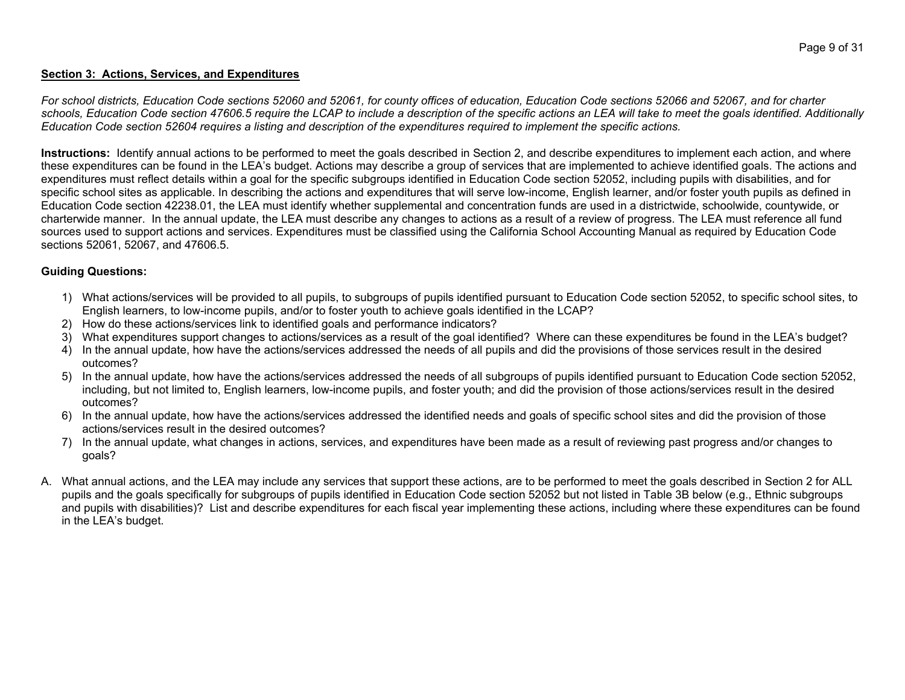**Section 3: Actions, Services, and Expenditures**

*For school districts, Education Code sections 52060 and 52061, for county offices of education, Education Code sections 52066 and 52067, and for charter schools, Education Code section 47606.5 require the LCAP to include a description of the specific actions an LEA will take to meet the goals identified. Additionally Education Code section 52604 requires a listing and description of the expenditures required to implement the specific actions.*

**Instructions:** Identify annual actions to be performed to meet the goals described in Section 2, and describe expenditures to implement each action, and where these expenditures can be found in the LEA's budget. Actions may describe a group of services that are implemented to achieve identified goals. The actions and expenditures must reflect details within a goal for the specific subgroups identified in Education Code section 52052, including pupils with disabilities, and for specific school sites as applicable. In describing the actions and expenditures that will serve low-income, English learner, and/or foster youth pupils as defined in Education Code section 42238.01, the LEA must identify whether supplemental and concentration funds are used in a districtwide, schoolwide, countywide, or charterwide manner. In the annual update, the LEA must describe any changes to actions as a result of a review of progress. The LEA must reference all fund sources used to support actions and services. Expenditures must be classified using the California School Accounting Manual as required by Education Code sections 52061, 52067, and 47606.5.

**Guiding Questions:**

1) What actions/services will be provided to all pupils, to subgroups of pupils identified pursuant to Education Code section 52052, to specific school sites, to English learners, to low-income pupils, and/or to foster youth to achieve goals identified in the LCAP?
2) How do these actions/services link to identified goals and performance indicators?
3) What expenditures support changes to actions/services as a result of the goal identified? Where can these expenditures be found in the LEA's budget?
4) In the annual update, how have the actions/services addressed the needs of all pupils and did the provisions of those services result in the desired outcomes?
5) In the annual update, how have the actions/services addressed the needs of all subgroups of pupils identified pursuant to Education Code section 52052, including, but not limited to, English learners, low-income pupils, and foster youth; and did the provision of those actions/services result in the desired outcomes?
6) In the annual update, how have the actions/services addressed the identified needs and goals of specific school sites and did the provision of those actions/services result in the desired outcomes?
7) In the annual update, what changes in actions, services, and expenditures have been made as a result of reviewing past progress and/or changes to goals?

A. What annual actions, and the LEA may include any services that support these actions, are to be performed to meet the goals described in Section 2 for ALL pupils and the goals specifically for subgroups of pupils identified in Education Code section 52052 but not listed in Table 3B below (e.g., Ethnic subgroups and pupils with disabilities)? List and describe expenditures for each fiscal year implementing these actions, including where these expenditures can be found in the LEA's budget.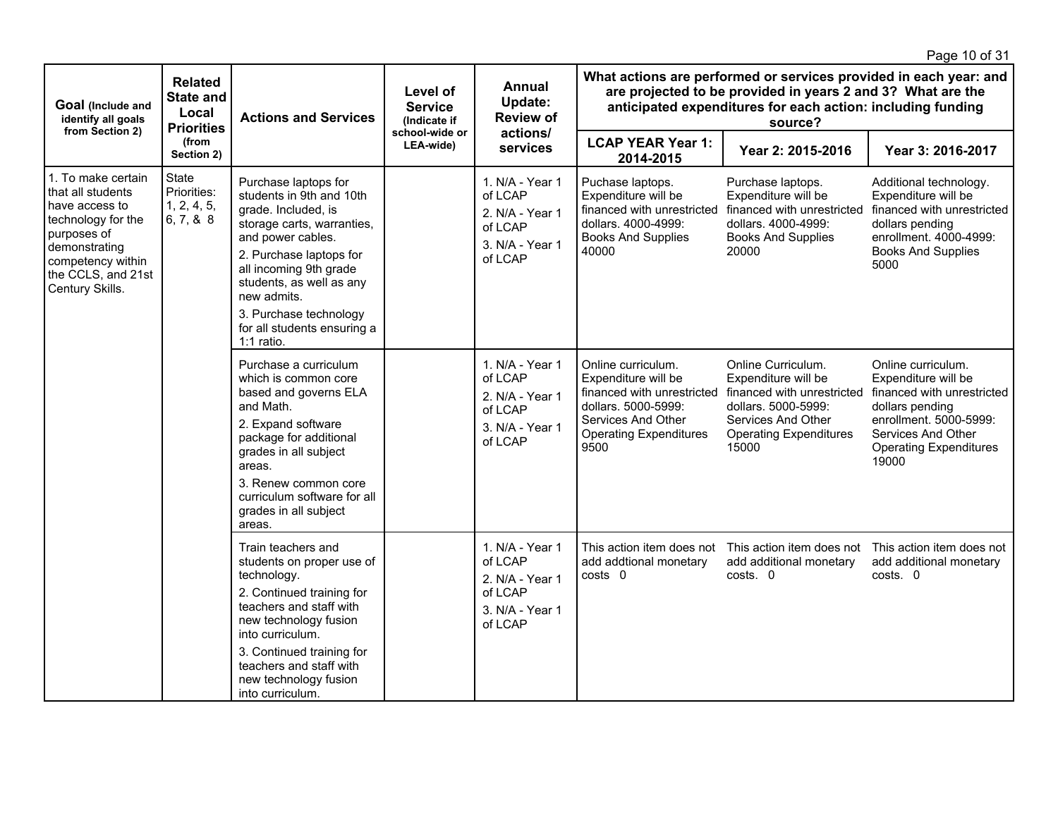| Goal (Include and identify all goals from Section 2) | Related State and Local Priorities (from Section 2) | Actions and Services | Level of Service (Indicate if school-wide or LEA-wide) | Annual Update: Review of actions/ services | What actions are performed or services provided in each year: and are projected to be provided in years 2 and 3? What are the anticipated expenditures for each action: including funding source? | | |
|---|---|---|---|---|---|---|---|
| | | | | | LCAP YEAR Year 1: 2014-2015 | Year 2: 2015-2016 | Year 3: 2016-2017 |
| 1. To make certain that all students have access to technology for the purposes of demonstrating competency within the CCLS, and 21st Century Skills. | State Priorities: 1, 2, 4, 5, 6, 7, & 8 | Purchase laptops for students in 9th and 10th grade. Included, is storage carts, warranties, and power cables.<br>2. Purchase laptops for all incoming 9th grade students, as well as any new admits.<br>3. Purchase technology for all students ensuring a 1:1 ratio. | | 1. N/A - Year 1 of LCAP<br>2. N/A - Year 1 of LCAP<br>3. N/A - Year 1 of LCAP | Puchase laptops. Expenditure will be financed with unrestricted dollars. 4000-4999: Books And Supplies 40000 | Purchase laptops. Expenditure will be financed with unrestricted dollars. 4000-4999: Books And Supplies 20000 | Additional technology. Expenditure will be financed with unrestricted dollars pending enrollment. 4000-4999: Books And Supplies 5000 |
| | | Purchase a curriculum which is common core based and governs ELA and Math.<br>2. Expand software package for additional grades in all subject areas.<br>3. Renew common core curriculum software for all grades in all subject areas. | | 1. N/A - Year 1 of LCAP<br>2. N/A - Year 1 of LCAP<br>3. N/A - Year 1 of LCAP | Online curriculum. Expenditure will be financed with unrestricted dollars. 5000-5999: Services And Other Operating Expenditures 9500 | Online Curriculum. Expenditure will be financed with unrestricted dollars. 5000-5999: Services And Other Operating Expenditures 15000 | Online curriculum. Expenditure will be financed with unrestricted dollars pending enrollment. 5000-5999: Services And Other Operating Expenditures 19000 |
| | | Train teachers and students on proper use of technology.<br>2. Continued training for teachers and staff with new technology fusion into curriculum.<br>3. Continued training for teachers and staff with new technology fusion into curriculum. | | 1. N/A - Year 1 of LCAP<br>2. N/A - Year 1 of LCAP<br>3. N/A - Year 1 of LCAP | This action item does not add addtional monetary costs 0 | This action item does not add additional monetary costs. 0 | This action item does not add additional monetary costs. 0 |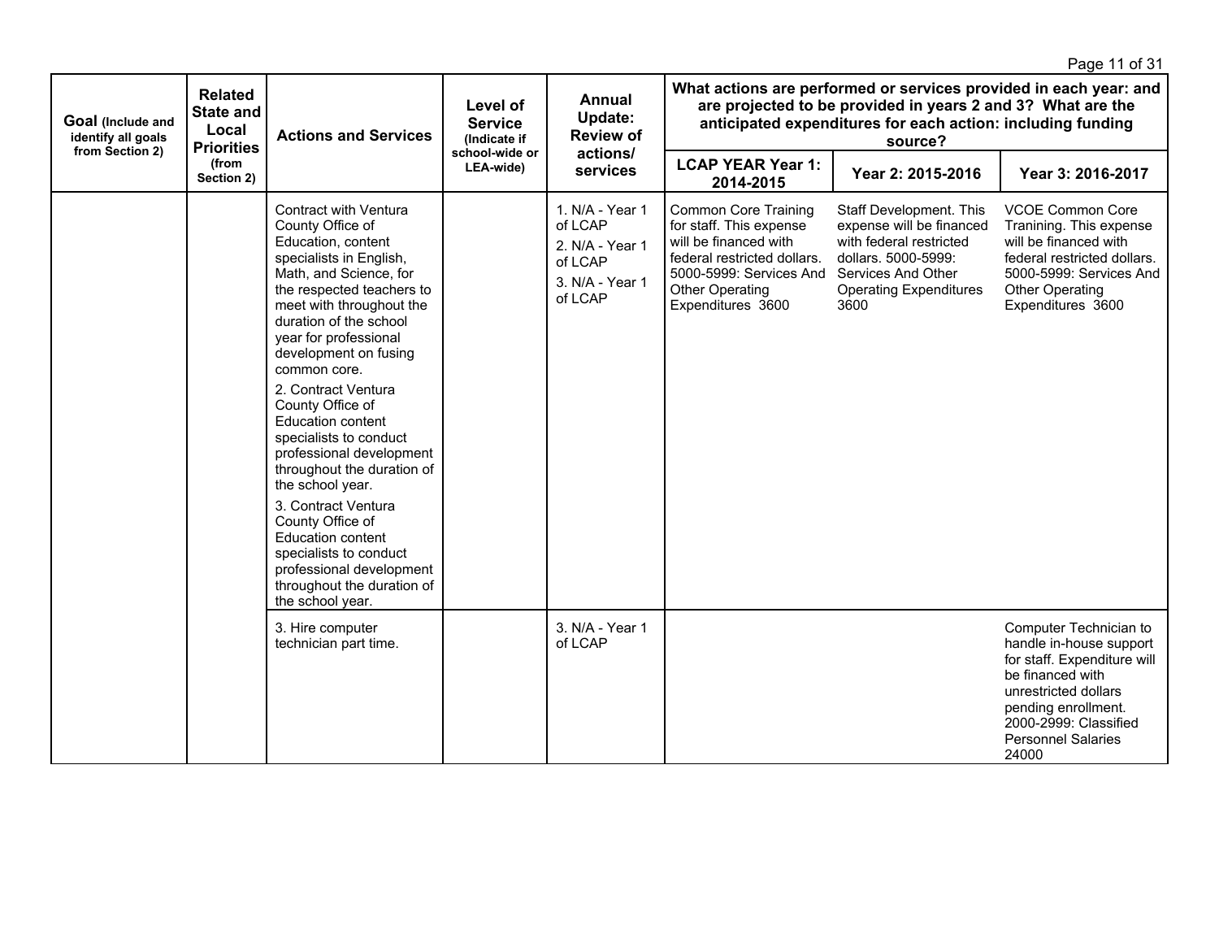| Goal (Include and identify all goals from Section 2) | Related State and Local Priorities (from Section 2) | Actions and Services | Level of Service (Indicate if school-wide or LEA-wide) | Annual Update: Review of actions/ services | What actions are performed or services provided in each year: and are projected to be provided in years 2 and 3? What are the anticipated expenditures for each action: including funding source? | | |
|---|---|---|---|---|---|---|---|
| | | | | | LCAP YEAR Year 1: 2014-2015 | Year 2: 2015-2016 | Year 3: 2016-2017 |
| | | Contract with Ventura County Office of Education, content specialists in English, Math, and Science, for the respected teachers to meet with throughout the duration of the school year for professional development on fusing common core.<br>2. Contract Ventura County Office of Education content specialists to conduct professional development throughout the duration of the school year.<br>3. Contract Ventura County Office of Education content specialists to conduct professional development throughout the duration of the school year. | | 1. N/A - Year 1 of LCAP<br>2. N/A - Year 1 of LCAP<br>3. N/A - Year 1 of LCAP | Common Core Training for staff. This expense will be financed with federal restricted dollars. 5000-5999: Services And Other Operating Expenditures 3600 | Staff Development. This expense will be financed with federal restricted dollars. 5000-5999: Services And Other Operating Expenditures 3600 | VCOE Common Core Tranining. This expense will be financed with federal restricted dollars. 5000-5999: Services And Other Operating Expenditures 3600 |
| | | 3. Hire computer technician part time. | | 3. N/A - Year 1 of LCAP | | | Computer Technician to handle in-house support for staff. Expenditure will be financed with unrestricted dollars pending enrollment. 2000-2999: Classified Personnel Salaries 24000 |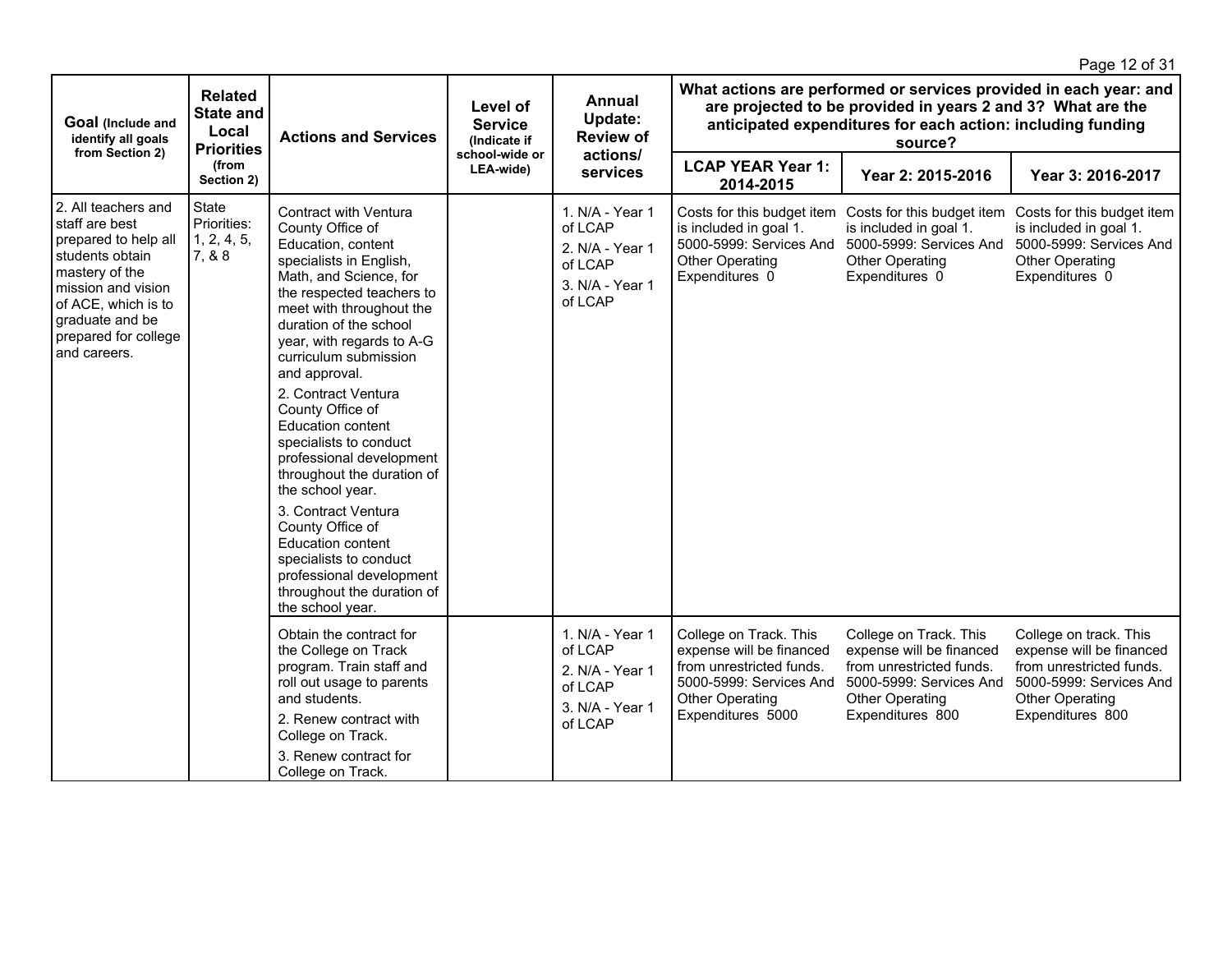| Goal (Include and identify all goals from Section 2) | Related State and Local Priorities (from Section 2) | Actions and Services | Level of Service (Indicate if school-wide or LEA-wide) | Annual Update: Review of actions/ services | What actions are performed or services provided in each year: and are projected to be provided in years 2 and 3? What are the anticipated expenditures for each action: including funding source? | | |
|---|---|---|---|---|---|---|---|
| | | | | | LCAP YEAR Year 1: 2014-2015 | Year 2: 2015-2016 | Year 3: 2016-2017 |
| 2. All teachers and staff are best prepared to help all students obtain mastery of the mission and vision of ACE, which is to graduate and be prepared for college and careers. | State Priorities: 1, 2, 4, 5, 7, & 8 | Contract with Ventura County Office of Education, content specialists in English, Math, and Science, for the respected teachers to meet with throughout the duration of the school year, with regards to A-G curriculum submission and approval.<br>2. Contract Ventura County Office of Education content specialists to conduct professional development throughout the duration of the school year.<br>3. Contract Ventura County Office of Education content specialists to conduct professional development throughout the duration of the school year. | | 1. N/A - Year 1 of LCAP<br>2. N/A - Year 1 of LCAP<br>3. N/A - Year 1 of LCAP | Costs for this budget item is included in goal 1. 5000-5999: Services And Other Operating Expenditures 0 | Costs for this budget item is included in goal 1. 5000-5999: Services And Other Operating Expenditures 0 | Costs for this budget item is included in goal 1. 5000-5999: Services And Other Operating Expenditures 0 |
| | | Obtain the contract for the College on Track program. Train staff and roll out usage to parents and students.<br>2. Renew contract with College on Track.<br>3. Renew contract for College on Track. | | 1. N/A - Year 1 of LCAP<br>2. N/A - Year 1 of LCAP<br>3. N/A - Year 1 of LCAP | College on Track. This expense will be financed from unrestricted funds. 5000-5999: Services And Other Operating Expenditures 5000 | College on Track. This expense will be financed from unrestricted funds. 5000-5999: Services And Other Operating Expenditures 800 | College on track. This expense will be financed from unrestricted funds. 5000-5999: Services And Other Operating Expenditures 800 |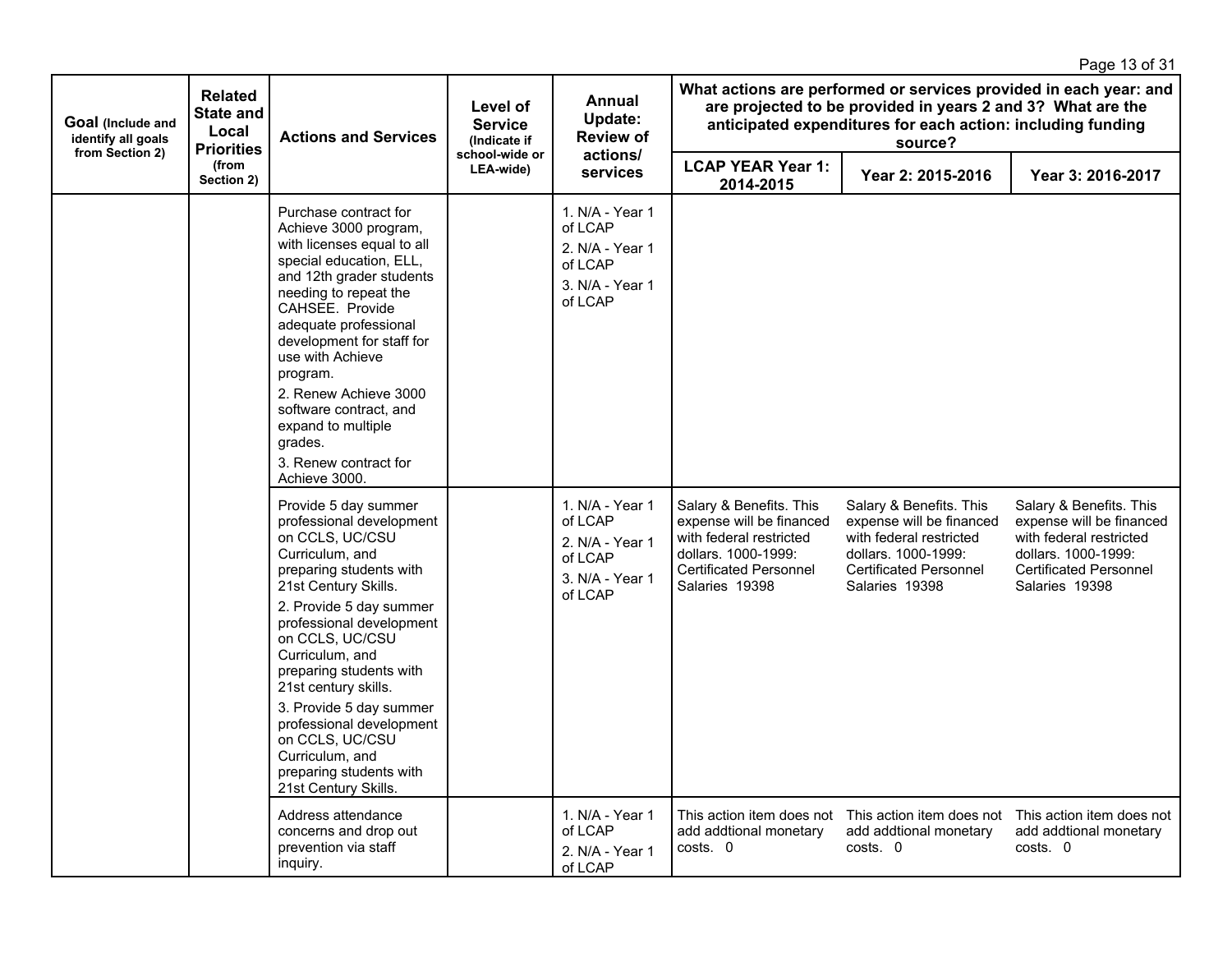| Goal (Include and identify all goals from Section 2) | Related State and Local Priorities (from Section 2) | Actions and Services | Level of Service (Indicate if school-wide or LEA-wide) | Annual Update: Review of actions/ services | What actions are performed or services provided in each year: and are projected to be provided in years 2 and 3? What are the anticipated expenditures for each action: including funding source? | | |
|---|---|---|---|---|---|---|---|
| | | | | | LCAP YEAR Year 1: 2014-2015 | Year 2: 2015-2016 | Year 3: 2016-2017 |
| | | Purchase contract for Achieve 3000 program, with licenses equal to all special education, ELL, and 12th grader students needing to repeat the CAHSEE. Provide adequate professional development for staff for use with Achieve program.<br>2. Renew Achieve 3000 software contract, and expand to multiple grades.<br>3. Renew contract for Achieve 3000. | | 1. N/A - Year 1 of LCAP<br>2. N/A - Year 1 of LCAP<br>3. N/A - Year 1 of LCAP | | | |
| | | Provide 5 day summer professional development on CCLS, UC/CSU Curriculum, and preparing students with 21st Century Skills.<br>2. Provide 5 day summer professional development on CCLS, UC/CSU Curriculum, and preparing students with 21st century skills.<br>3. Provide 5 day summer professional development on CCLS, UC/CSU Curriculum, and preparing students with 21st Century Skills. | | 1. N/A - Year 1 of LCAP<br>2. N/A - Year 1 of LCAP<br>3. N/A - Year 1 of LCAP | Salary & Benefits. This expense will be financed with federal restricted dollars. 1000-1999: Certificated Personnel Salaries 19398 | Salary & Benefits. This expense will be financed with federal restricted dollars. 1000-1999: Certificated Personnel Salaries 19398 | Salary & Benefits. This expense will be financed with federal restricted dollars. 1000-1999: Certificated Personnel Salaries 19398 |
| | | Address attendance concerns and drop out prevention via staff inquiry. | | 1. N/A - Year 1 of LCAP<br>2. N/A - Year 1 of LCAP | This action item does not add addtional monetary costs. 0 | This action item does not add addtional monetary costs. 0 | This action item does not add addtional monetary costs. 0 |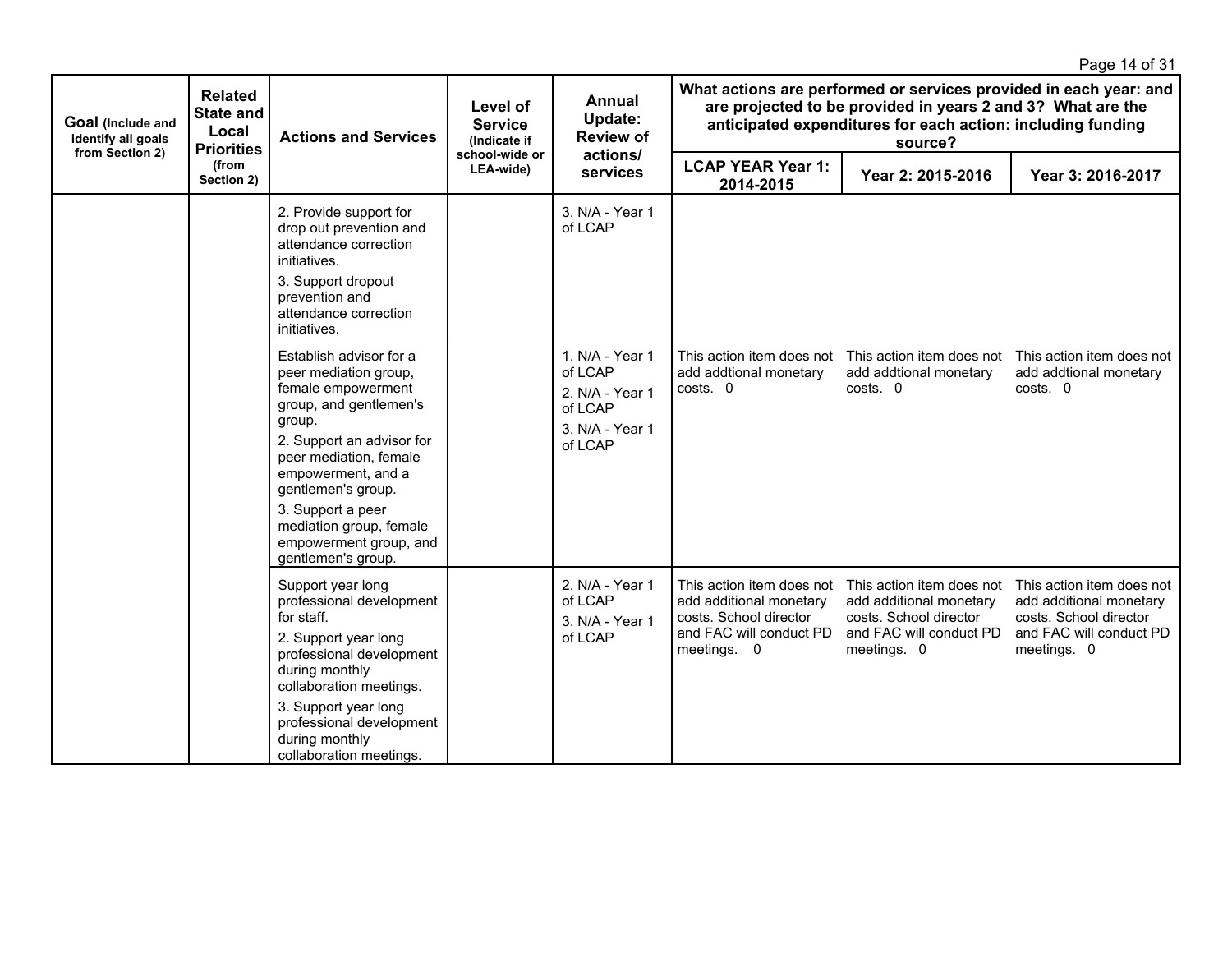| Goal (Include and identify all goals from Section 2) | Related State and Local Priorities (from Section 2) | Actions and Services | Level of Service (Indicate if school-wide or LEA-wide) | Annual Update: Review of actions/ services | What actions are performed or services provided in each year: and are projected to be provided in years 2 and 3? What are the anticipated expenditures for each action: including funding source? | | |
|---|---|---|---|---|---|---|---|
| | | | | | LCAP YEAR Year 1: 2014-2015 | Year 2: 2015-2016 | Year 3: 2016-2017 |
| | | 2. Provide support for drop out prevention and attendance correction initiatives.<br>3. Support dropout prevention and attendance correction initiatives. | | 3. N/A - Year 1 of LCAP | | | |
| | | Establish advisor for a peer mediation group, female empowerment group, and gentlemen's group.<br>2. Support an advisor for peer mediation, female empowerment, and a gentlemen's group.<br>3. Support a peer mediation group, female empowerment group, and gentlemen's group. | | 1. N/A - Year 1 of LCAP<br>2. N/A - Year 1 of LCAP<br>3. N/A - Year 1 of LCAP | This action item does not add addtional monetary costs. 0 | This action item does not add addtional monetary costs. 0 | This action item does not add addtional monetary costs. 0 |
| | | Support year long professional development for staff.<br>2. Support year long professional development during monthly collaboration meetings.<br>3. Support year long professional development during monthly collaboration meetings. | | 2. N/A - Year 1 of LCAP<br>3. N/A - Year 1 of LCAP | This action item does not add additional monetary costs. School director and FAC will conduct PD meetings. 0 | This action item does not add additional monetary costs. School director and FAC will conduct PD meetings. 0 | This action item does not add additional monetary costs. School director and FAC will conduct PD meetings. 0 |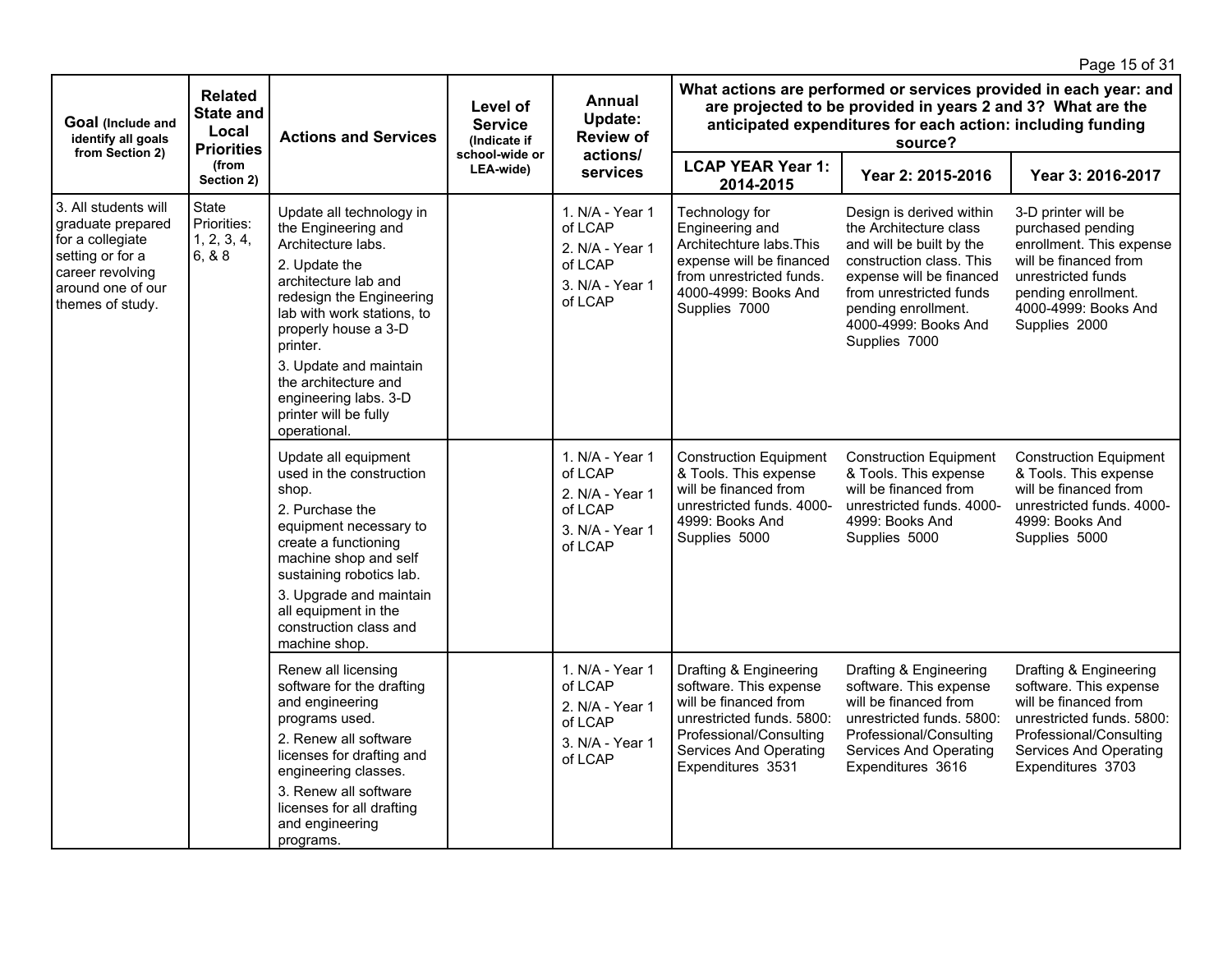| Goal (Include and identify all goals from Section 2) | Related State and Local Priorities (from Section 2) | Actions and Services | Level of Service (Indicate if school-wide or LEA-wide) | Annual Update: Review of actions/ services | What actions are performed or services provided in each year: and are projected to be provided in years 2 and 3? What are the anticipated expenditures for each action: including funding source? | | |
|---|---|---|---|---|---|---|---|
| | | | | | LCAP YEAR Year 1: 2014-2015 | Year 2: 2015-2016 | Year 3: 2016-2017 |
| 3. All students will graduate prepared for a collegiate setting or for a career revolving around one of our themes of study. | State Priorities: 1, 2, 3, 4, 6, & 8 | Update all technology in the Engineering and Architecture labs.<br>2. Update the architecture lab and redesign the Engineering lab with work stations, to properly house a 3-D printer.<br>3. Update and maintain the architecture and engineering labs. 3-D printer will be fully operational. | | 1. N/A - Year 1 of LCAP<br>2. N/A - Year 1 of LCAP<br>3. N/A - Year 1 of LCAP | Technology for Engineering and Architechture labs.This expense will be financed from unrestricted funds. 4000-4999: Books And Supplies 7000 | Design is derived within the Architecture class and will be built by the construction class. This expense will be financed from unrestricted funds pending enrollment. 4000-4999: Books And Supplies 7000 | 3-D printer will be purchased pending enrollment. This expense will be financed from unrestricted funds pending enrollment. 4000-4999: Books And Supplies 2000 |
| | | Update all equipment used in the construction shop.<br>2. Purchase the equipment necessary to create a functioning machine shop and self sustaining robotics lab.<br>3. Upgrade and maintain all equipment in the construction class and machine shop. | | 1. N/A - Year 1 of LCAP<br>2. N/A - Year 1 of LCAP<br>3. N/A - Year 1 of LCAP | Construction Equipment & Tools. This expense will be financed from unrestricted funds. 4000-4999: Books And Supplies 5000 | Construction Equipment & Tools. This expense will be financed from unrestricted funds. 4000-4999: Books And Supplies 5000 | Construction Equipment & Tools. This expense will be financed from unrestricted funds. 4000-4999: Books And Supplies 5000 |
| | | Renew all licensing software for the drafting and engineering programs used.<br>2. Renew all software licenses for drafting and engineering classes.<br>3. Renew all software licenses for all drafting and engineering programs. | | 1. N/A - Year 1 of LCAP<br>2. N/A - Year 1 of LCAP<br>3. N/A - Year 1 of LCAP | Drafting & Engineering software. This expense will be financed from unrestricted funds. 5800: Professional/Consulting Services And Operating Expenditures 3531 | Drafting & Engineering software. This expense will be financed from unrestricted funds. 5800: Professional/Consulting Services And Operating Expenditures 3616 | Drafting & Engineering software. This expense will be financed from unrestricted funds. 5800: Professional/Consulting Services And Operating Expenditures 3703 |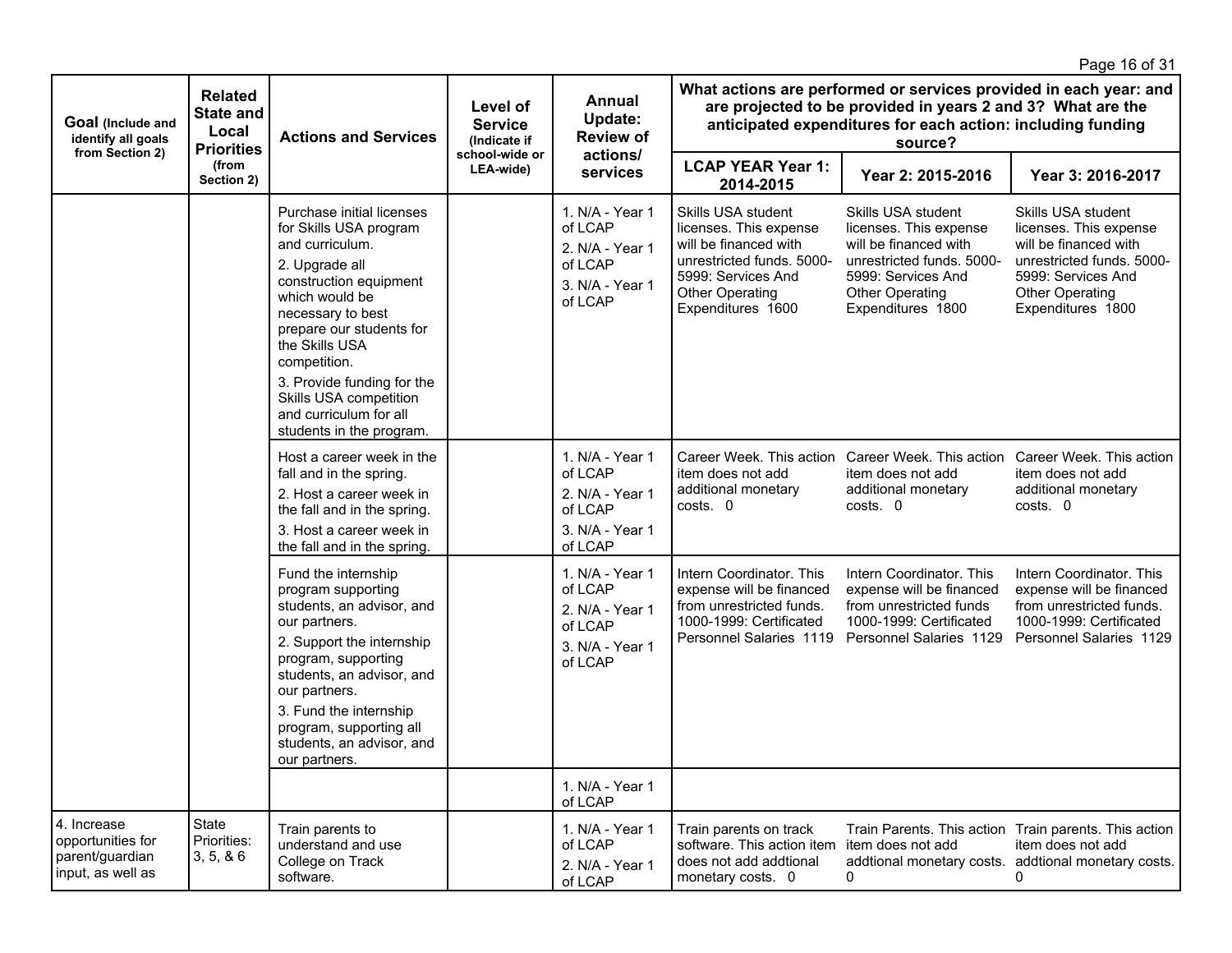| Goal (Include and identify all goals from Section 2) | Related State and Local Priorities (from Section 2) | Actions and Services | Level of Service (Indicate if school-wide or LEA-wide) | Annual Update: Review of actions/ services | What actions are performed or services provided in each year: and are projected to be provided in years 2 and 3? What are the anticipated expenditures for each action: including funding source? | | |
|---|---|---|---|---|---|---|---|
| | | | | | LCAP YEAR Year 1: 2014-2015 | Year 2: 2015-2016 | Year 3: 2016-2017 |
| | | Purchase initial licenses for Skills USA program and curriculum. 2. Upgrade all construction equipment which would be necessary to best prepare our students for the Skills USA competition. 3. Provide funding for the Skills USA competition and curriculum for all students in the program. | | 1. N/A - Year 1 of LCAP 2. N/A - Year 1 of LCAP 3. N/A - Year 1 of LCAP | Skills USA student licenses. This expense will be financed with unrestricted funds. 5000-5999: Services And Other Operating Expenditures 1600 | Skills USA student licenses. This expense will be financed with unrestricted funds. 5000-5999: Services And Other Operating Expenditures 1800 | Skills USA student licenses. This expense will be financed with unrestricted funds. 5000-5999: Services And Other Operating Expenditures 1800 |
| | | Host a career week in the fall and in the spring. 2. Host a career week in the fall and in the spring. 3. Host a career week in the fall and in the spring. | | 1. N/A - Year 1 of LCAP 2. N/A - Year 1 of LCAP 3. N/A - Year 1 of LCAP | Career Week. This action item does not add additional monetary costs. 0 | Career Week. This action item does not add additional monetary costs. 0 | Career Week. This action item does not add additional monetary costs. 0 |
| | | Fund the internship program supporting students, an advisor, and our partners. 2. Support the internship program, supporting students, an advisor, and our partners. 3. Fund the internship program, supporting all students, an advisor, and our partners. | | 1. N/A - Year 1 of LCAP 2. N/A - Year 1 of LCAP 3. N/A - Year 1 of LCAP | Intern Coordinator. This expense will be financed from unrestricted funds. 1000-1999: Certificated Personnel Salaries 1119 | Intern Coordinator. This expense will be financed from unrestricted funds 1000-1999: Certificated Personnel Salaries 1129 | Intern Coordinator. This expense will be financed from unrestricted funds. 1000-1999: Certificated Personnel Salaries 1129 |
| | | | | 1. N/A - Year 1 of LCAP | | | |
| 4. Increase opportunities for parent/guardian input, as well as | State Priorities: 3, 5, & 6 | Train parents to understand and use College on Track software. | | 1. N/A - Year 1 of LCAP 2. N/A - Year 1 of LCAP | Train parents on track software. This action item does not add addtional monetary costs. 0 | Train Parents. This action item does not add addtional monetary costs. 0 | Train parents. This action item does not add addtional monetary costs. 0 |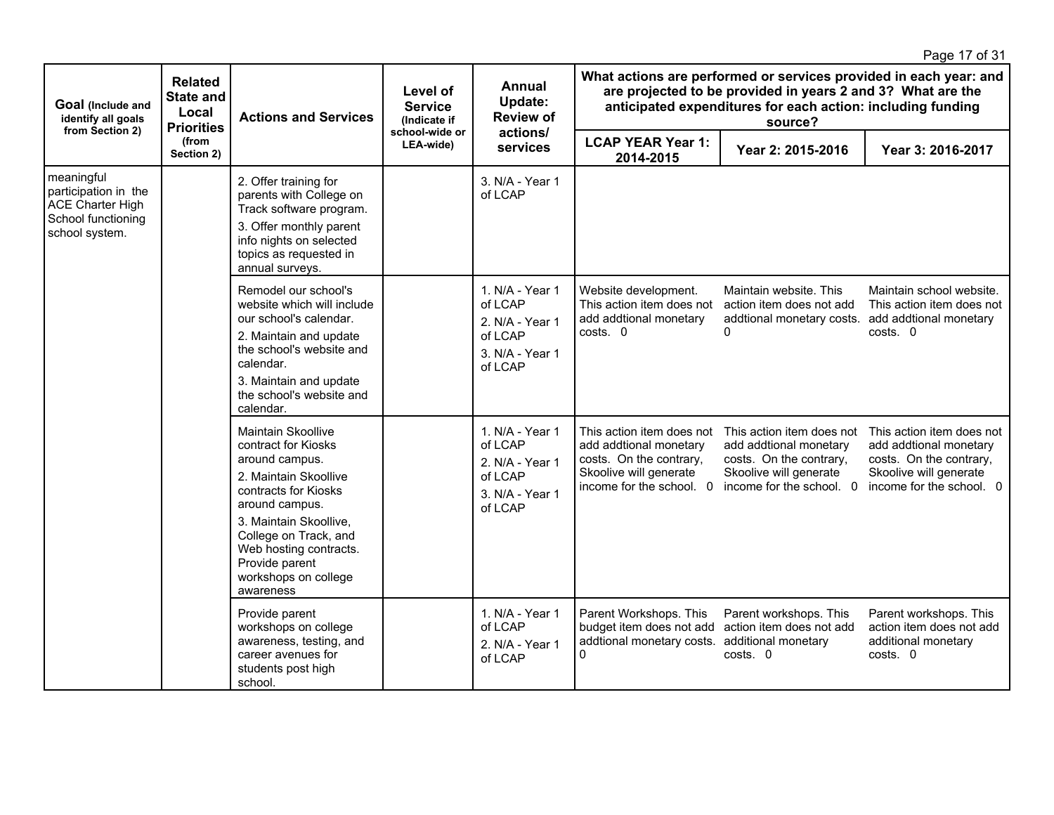| Goal (Include and identify all goals from Section 2) | Related State and Local Priorities (from Section 2) | Actions and Services | Level of Service (Indicate if school-wide or LEA-wide) | Annual Update: Review of actions/ services | What actions are performed or services provided in each year: and are projected to be provided in years 2 and 3? What are the anticipated expenditures for each action: including funding source? | | |
|---|---|---|---|---|---|---|---|
| | | | | | LCAP YEAR Year 1: 2014-2015 | Year 2: 2015-2016 | Year 3: 2016-2017 |
| meaningful participation in the ACE Charter High School functioning school system. | | 2. Offer training for parents with College on Track software program.<br>3. Offer monthly parent info nights on selected topics as requested in annual surveys. | | 3. N/A - Year 1 of LCAP | | | |
| | | Remodel our school's website which will include our school's calendar.<br>2. Maintain and update the school's website and calendar.<br>3. Maintain and update the school's website and calendar. | | 1. N/A - Year 1 of LCAP<br>2. N/A - Year 1 of LCAP<br>3. N/A - Year 1 of LCAP | Website development. This action item does not add addtional monetary costs. 0 | Maintain website. This action item does not add addtional monetary costs. 0 | Maintain school website. This action item does not add addtional monetary costs. 0 |
| | | Maintain Skoollive contract for Kiosks around campus.<br>2. Maintain Skoollive contracts for Kiosks around campus.<br>3. Maintain Skoollive, College on Track, and Web hosting contracts. Provide parent workshops on college awareness | | 1. N/A - Year 1 of LCAP<br>2. N/A - Year 1 of LCAP<br>3. N/A - Year 1 of LCAP | This action item does not add addtional monetary costs. On the contrary, Skoolive will generate income for the school. 0 | This action item does not add addtional monetary costs. On the contrary, Skoolive will generate income for the school. 0 | This action item does not add addtional monetary costs. On the contrary, Skoolive will generate income for the school. 0 |
| | | Provide parent workshops on college awareness, testing, and career avenues for students post high school. | | 1. N/A - Year 1 of LCAP<br>2. N/A - Year 1 of LCAP | Parent Workshops. This budget item does not add addtional monetary costs. 0 | Parent workshops. This action item does not add additional monetary costs. 0 | Parent workshops. This action item does not add additional monetary costs. 0 |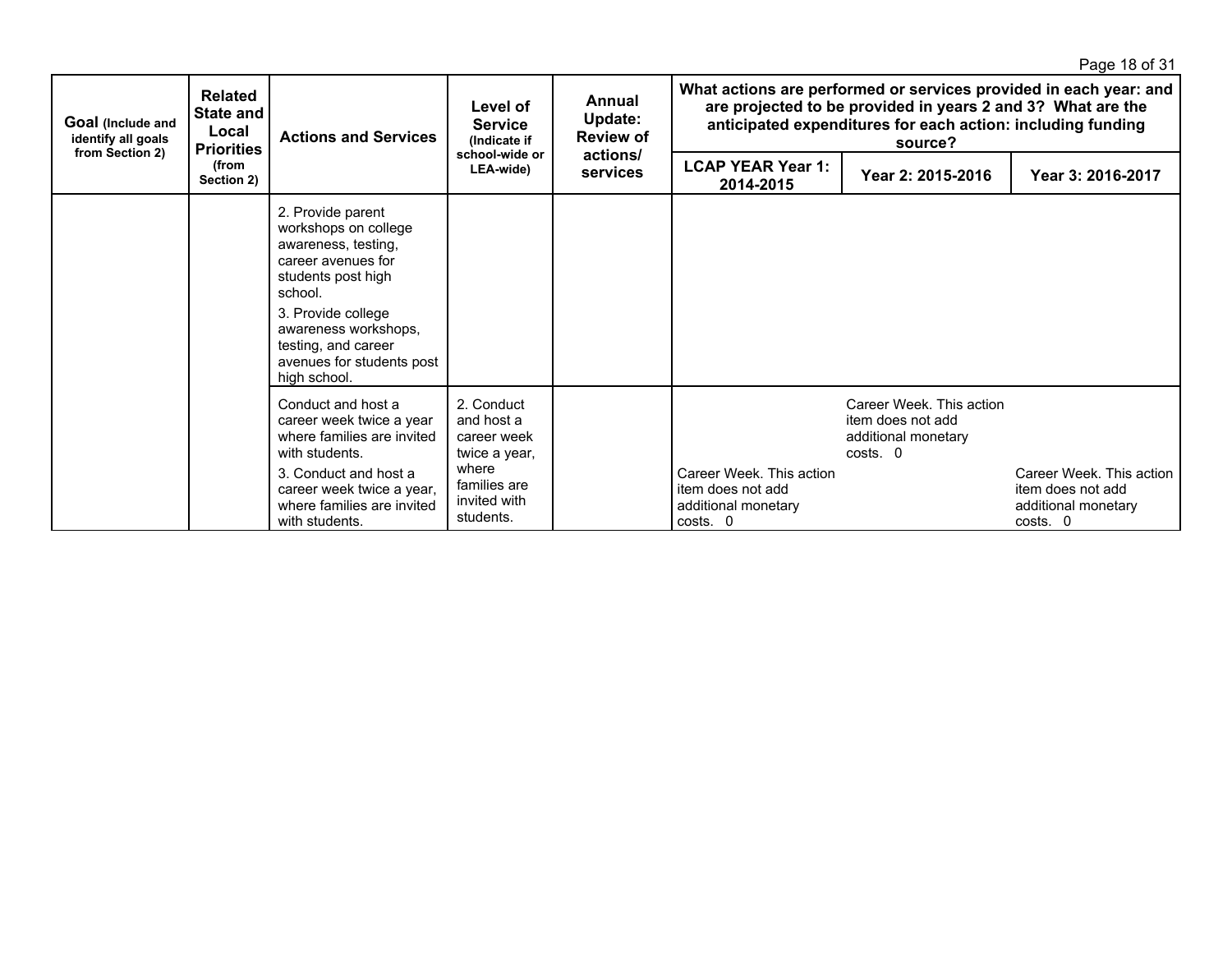| Goal (Include and identify all goals from Section 2) | Related State and Local Priorities (from Section 2) | Actions and Services | Level of Service (Indicate if school-wide or LEA-wide) | Annual Update: Review of actions/ services | What actions are performed or services provided in each year: and are projected to be provided in years 2 and 3? What are the anticipated expenditures for each action: including funding source? | | |
|---|---|---|---|---|---|---|---|
| | | | | | LCAP YEAR Year 1: 2014-2015 | Year 2: 2015-2016 | Year 3: 2016-2017 |
| | | 2. Provide parent workshops on college awareness, testing, career avenues for students post high school.<br>3. Provide college awareness workshops, testing, and career avenues for students post high school. | | | | | |
| | | Conduct and host a career week twice a year where families are invited with students.<br>3. Conduct and host a career week twice a year, where families are invited with students. | 2. Conduct and host a career week twice a year, where families are invited with students. | | Career Week. This action item does not add additional monetary costs. 0 | Career Week. This action item does not add additional monetary costs. 0 | Career Week. This action item does not add additional monetary costs. 0 |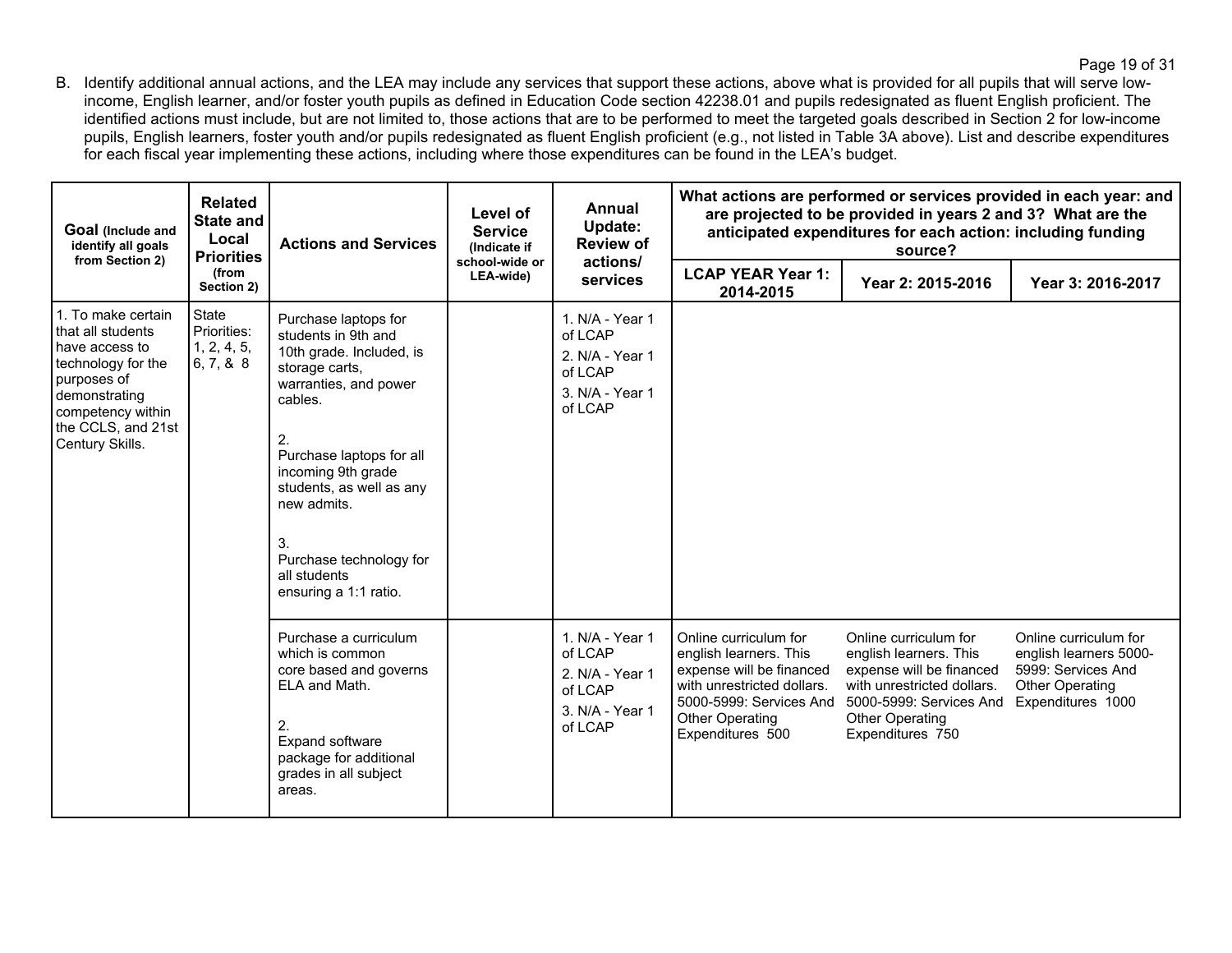B. Identify additional annual actions, and the LEA may include any services that support these actions, above what is provided for all pupils that will serve low-income, English learner, and/or foster youth pupils as defined in Education Code section 42238.01 and pupils redesignated as fluent English proficient. The identified actions must include, but are not limited to, those actions that are to be performed to meet the targeted goals described in Section 2 for low-income pupils, English learners, foster youth and/or pupils redesignated as fluent English proficient (e.g., not listed in Table 3A above). List and describe expenditures for each fiscal year implementing these actions, including where those expenditures can be found in the LEA's budget.

| Goal (Include and identify all goals from Section 2) | Related State and Local Priorities (from Section 2) | Actions and Services | Level of Service (Indicate if school-wide or LEA-wide) | Annual Update: Review of actions/ services | What actions are performed or services provided in each year: and are projected to be provided in years 2 and 3? What are the anticipated expenditures for each action: including funding source? | | |
|---|---|---|---|---|---|---|---|
| | | | | | LCAP YEAR Year 1: 2014-2015 | Year 2: 2015-2016 | Year 3: 2016-2017 |
| 1. To make certain that all students have access to technology for the purposes of demonstrating competency within the CCLS, and 21st Century Skills. | State Priorities: 1, 2, 4, 5, 6, 7, & 8 | Purchase laptops for students in 9th and 10th grade. Included, is storage carts, warranties, and power cables.<br><br>2.<br>Purchase laptops for all incoming 9th grade students, as well as any new admits.<br><br>3.<br>Purchase technology for all students ensuring a 1:1 ratio. | | 1. N/A - Year 1 of LCAP<br>2. N/A - Year 1 of LCAP<br>3. N/A - Year 1 of LCAP | | | |
| | | Purchase a curriculum which is common core based and governs ELA and Math.<br><br>2.<br>Expand software package for additional grades in all subject areas. | | 1. N/A - Year 1 of LCAP<br>2. N/A - Year 1 of LCAP<br>3. N/A - Year 1 of LCAP | Online curriculum for english learners. This expense will be financed with unrestricted dollars. 5000-5999: Services And Other Operating Expenditures 500 | Online curriculum for english learners. This expense will be financed with unrestricted dollars. 5000-5999: Services And Other Operating Expenditures 750 | Online curriculum for english learners 5000-5999: Services And Other Operating Expenditures 1000 |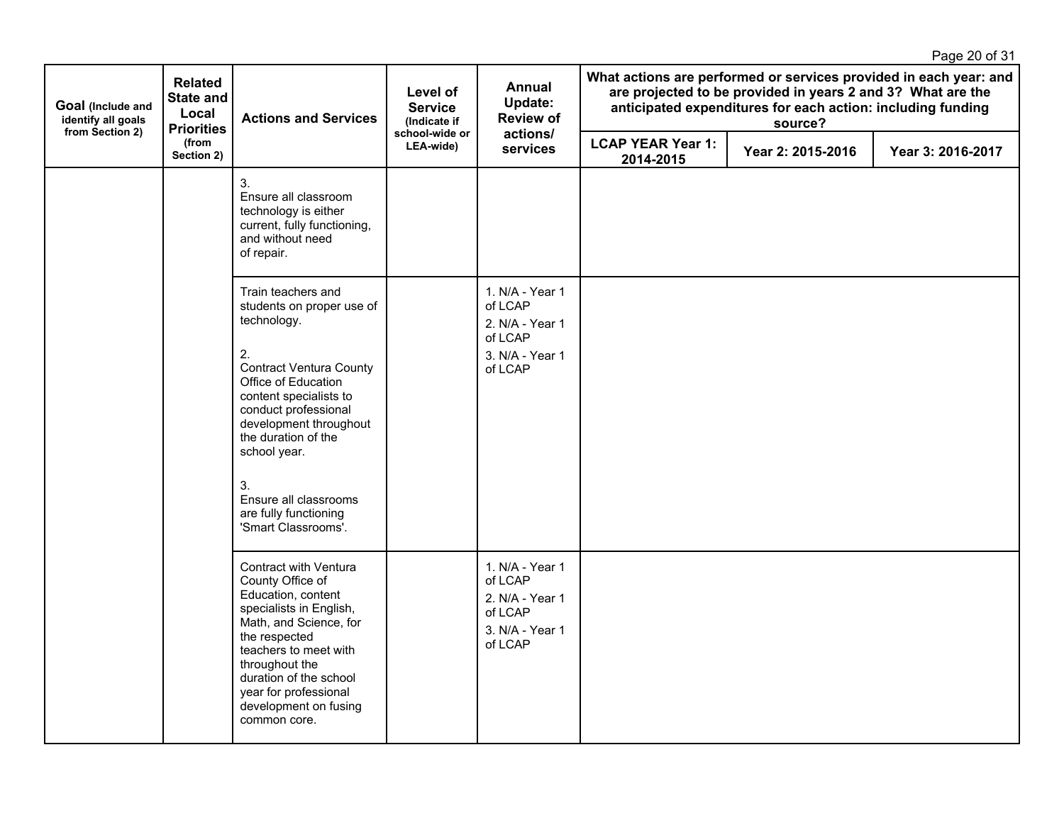| Goal (Include and identify all goals from Section 2) | Related State and Local Priorities (from Section 2) | Actions and Services | Level of Service (Indicate if school-wide or LEA-wide) | Annual Update: Review of actions/ services | What actions are performed or services provided in each year: and are projected to be provided in years 2 and 3? What are the anticipated expenditures for each action: including funding source? | | |
|---|---|---|---|---|---|---|---|
| | | | | | LCAP YEAR Year 1: 2014-2015 | Year 2: 2015-2016 | Year 3: 2016-2017 |
| | | 3. Ensure all classroom technology is either current, fully functioning, and without need of repair. | | | | | |
| | | Train teachers and students on proper use of technology.<br><br>2. Contract Ventura County Office of Education content specialists to conduct professional development throughout the duration of the school year.<br><br>3. Ensure all classrooms are fully functioning 'Smart Classrooms'. | | 1. N/A - Year 1 of LCAP<br>2. N/A - Year 1 of LCAP<br>3. N/A - Year 1 of LCAP | | | |
| | | Contract with Ventura County Office of Education, content specialists in English, Math, and Science, for the respected teachers to meet with throughout the duration of the school year for professional development on fusing common core. | | 1. N/A - Year 1 of LCAP<br>2. N/A - Year 1 of LCAP<br>3. N/A - Year 1 of LCAP | | | |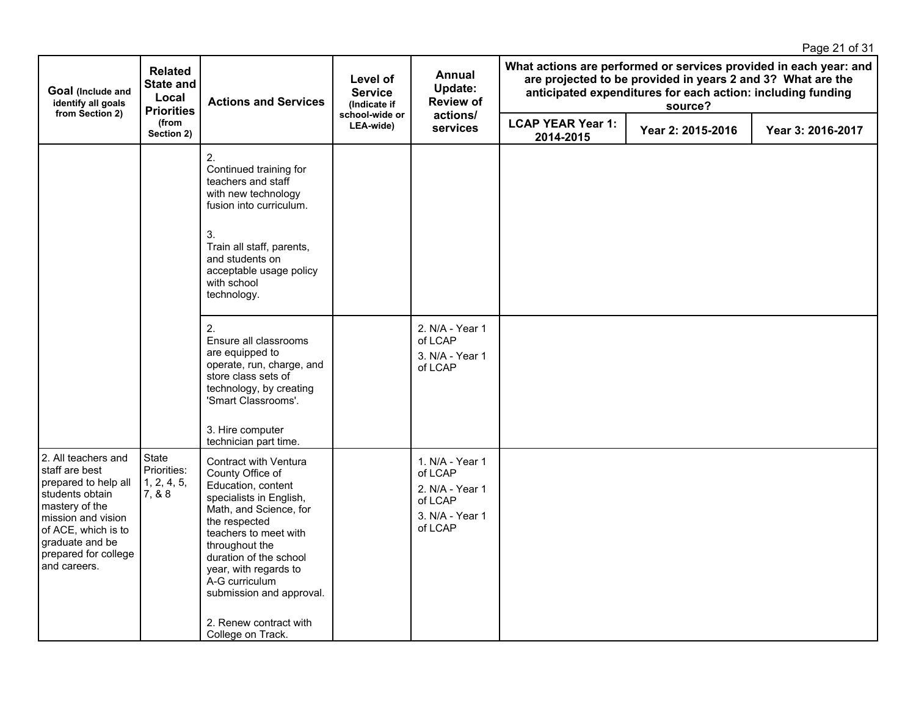| Goal (Include and identify all goals from Section 2) | Related State and Local Priorities (from Section 2) | Actions and Services | Level of Service (Indicate if school-wide or LEA-wide) | Annual Update: Review of actions/ services | What actions are performed or services provided in each year: and are projected to be provided in years 2 and 3? What are the anticipated expenditures for each action: including funding source? | | |
|---|---|---|---|---|---|---|---|
| | | | | | LCAP YEAR Year 1: 2014-2015 | Year 2: 2015-2016 | Year 3: 2016-2017 |
| | | 2. Continued training for teachers and staff with new technology fusion into curriculum.<br><br>3. Train all staff, parents, and students on acceptable usage policy with school technology. | | | | | |
| | | 2. Ensure all classrooms are equipped to operate, run, charge, and store class sets of technology, by creating 'Smart Classrooms'.<br><br>3. Hire computer technician part time. | | 2. N/A - Year 1 of LCAP<br>3. N/A - Year 1 of LCAP | | | |
| 2. All teachers and staff are best prepared to help all students obtain mastery of the mission and vision of ACE, which is to graduate and be prepared for college and careers. | State Priorities: 1, 2, 4, 5, 7, & 8 | Contract with Ventura County Office of Education, content specialists in English, Math, and Science, for the respected teachers to meet with throughout the duration of the school year, with regards to A-G curriculum submission and approval.<br><br>2. Renew contract with College on Track. | | 1. N/A - Year 1 of LCAP<br>2. N/A - Year 1 of LCAP<br>3. N/A - Year 1 of LCAP | | | |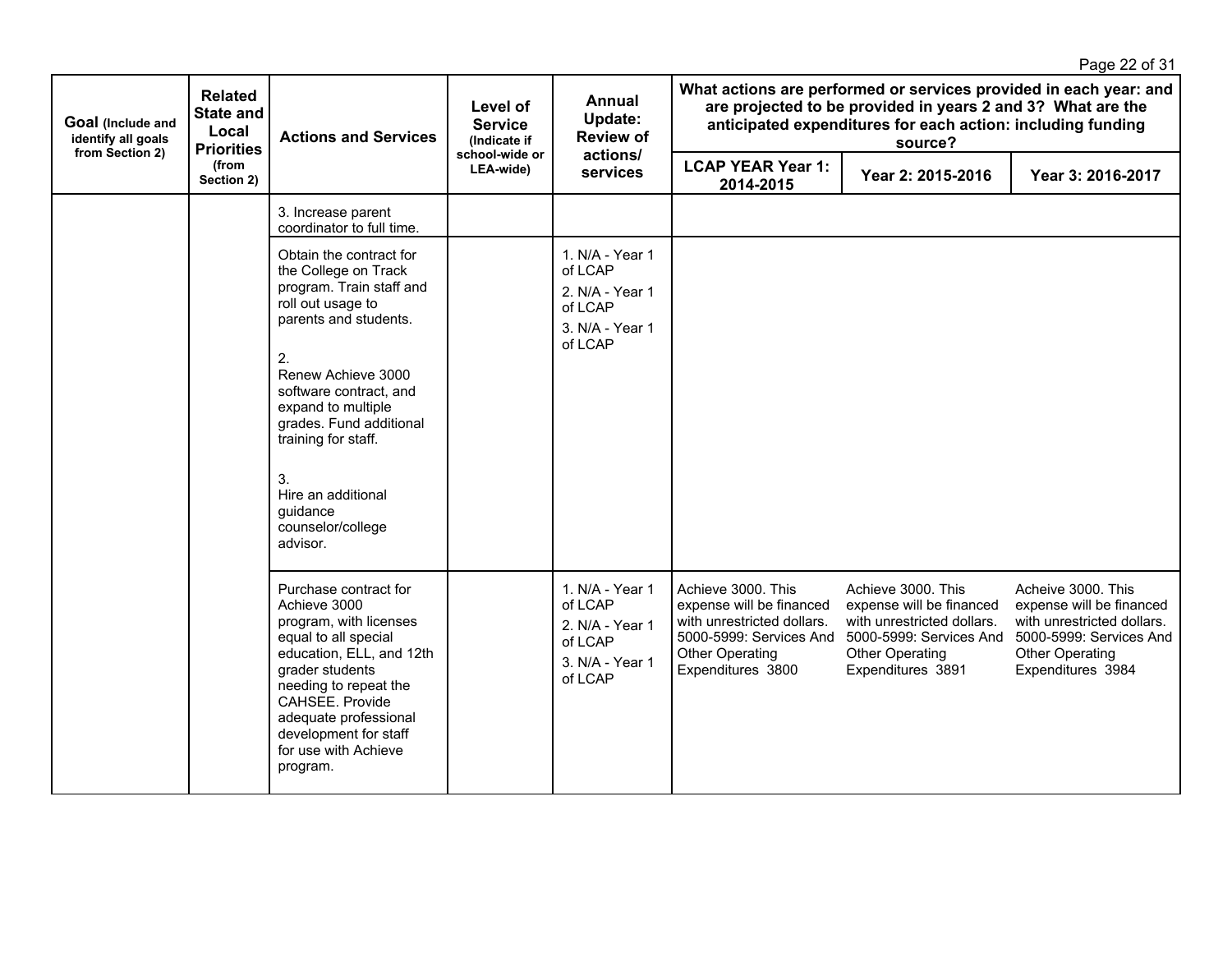| Goal (Include and identify all goals from Section 2) | Related State and Local Priorities (from Section 2) | Actions and Services | Level of Service (Indicate if school-wide or LEA-wide) | Annual Update: Review of actions/ services | What actions are performed or services provided in each year: and are projected to be provided in years 2 and 3? What are the anticipated expenditures for each action: including funding source? | | |
|---|---|---|---|---|---|---|---|
| | | | | | LCAP YEAR Year 1: 2014-2015 | Year 2: 2015-2016 | Year 3: 2016-2017 |
| | | 3. Increase parent coordinator to full time. | | | | | |
| | | Obtain the contract for the College on Track program. Train staff and roll out usage to parents and students.<br><br>2.<br>Renew Achieve 3000 software contract, and expand to multiple grades. Fund additional training for staff.<br><br>3.<br>Hire an additional guidance counselor/college advisor. | | 1. N/A - Year 1 of LCAP<br>2. N/A - Year 1 of LCAP<br>3. N/A - Year 1 of LCAP | | | |
| | | Purchase contract for Achieve 3000 program, with licenses equal to all special education, ELL, and 12th grader students needing to repeat the CAHSEE. Provide adequate professional development for staff for use with Achieve program. | | 1. N/A - Year 1 of LCAP<br>2. N/A - Year 1 of LCAP<br>3. N/A - Year 1 of LCAP | Achieve 3000. This expense will be financed with unrestricted dollars. 5000-5999: Services And Other Operating Expenditures 3800 | Achieve 3000. This expense will be financed with unrestricted dollars. 5000-5999: Services And Other Operating Expenditures 3891 | Acheive 3000. This expense will be financed with unrestricted dollars. 5000-5999: Services And Other Operating Expenditures 3984 |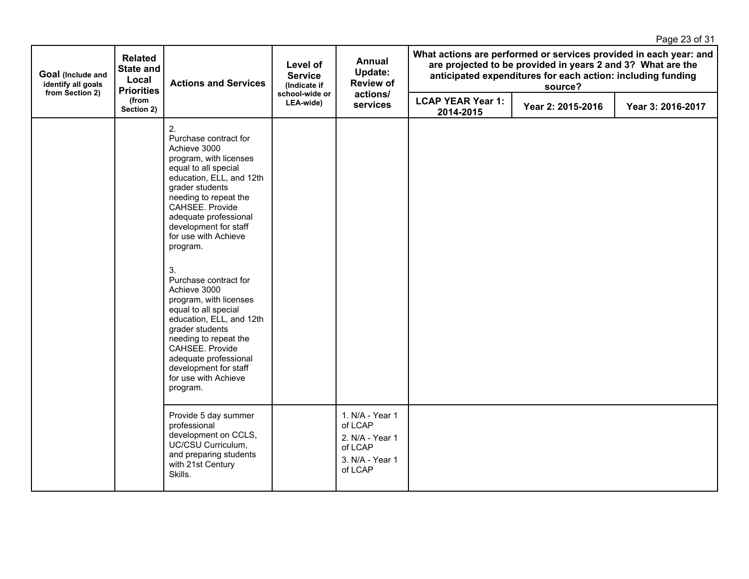| Goal (Include and identify all goals from Section 2) | Related State and Local Priorities (from Section 2) | Actions and Services | Level of Service (Indicate if school-wide or LEA-wide) | Annual Update: Review of actions/ services | What actions are performed or services provided in each year: and are projected to be provided in years 2 and 3? What are the anticipated expenditures for each action: including funding source? | | |
|---|---|---|---|---|---|---|---|
| | | | | | LCAP YEAR Year 1: 2014-2015 | Year 2: 2015-2016 | Year 3: 2016-2017 |
| | | 2. Purchase contract for Achieve 3000 program, with licenses equal to all special education, ELL, and 12th grader students needing to repeat the CAHSEE. Provide adequate professional development for staff for use with Achieve program.<br><br>3. Purchase contract for Achieve 3000 program, with licenses equal to all special education, ELL, and 12th grader students needing to repeat the CAHSEE. Provide adequate professional development for staff for use with Achieve program. | | | | | |
| | | Provide 5 day summer professional development on CCLS, UC/CSU Curriculum, and preparing students with 21st Century Skills. | | 1. N/A - Year 1 of LCAP<br>2. N/A - Year 1 of LCAP<br>3. N/A - Year 1 of LCAP | | | |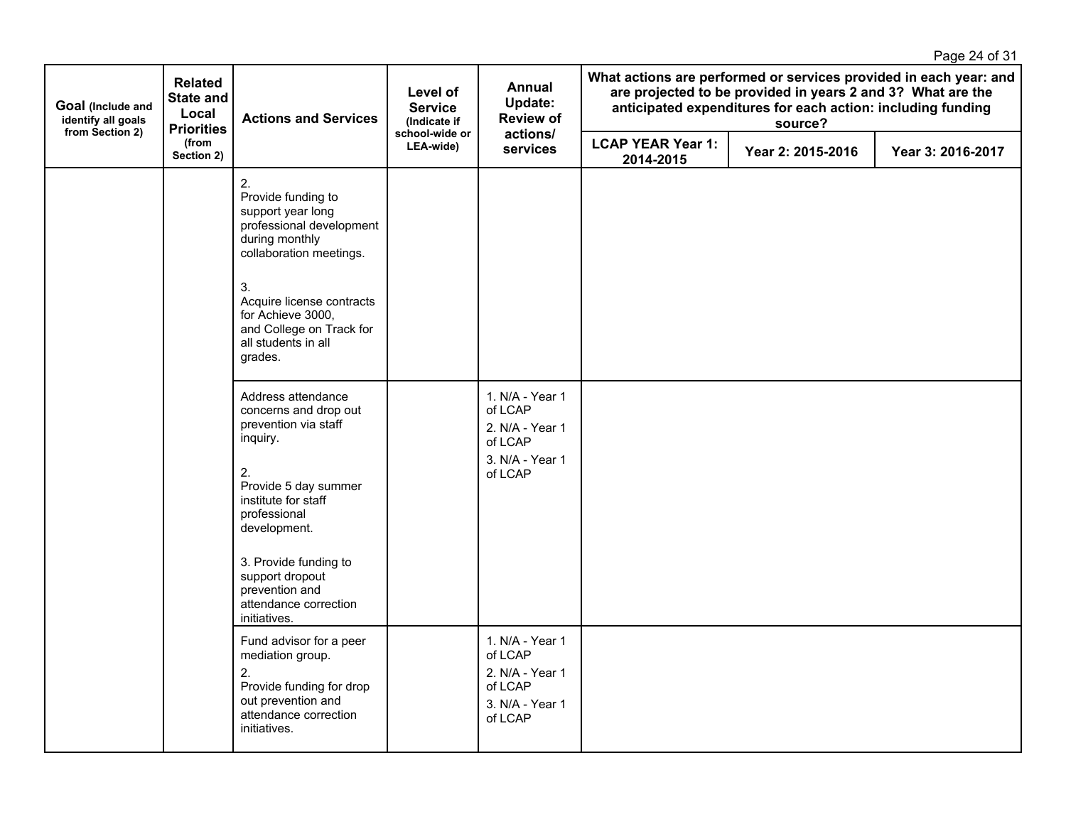| Goal (Include and identify all goals from Section 2) | Related State and Local Priorities (from Section 2) | Actions and Services | Level of Service (Indicate if school-wide or LEA-wide) | Annual Update: Review of actions/ services | What actions are performed or services provided in each year: and are projected to be provided in years 2 and 3? What are the anticipated expenditures for each action: including funding source? | | |
|---|---|---|---|---|---|---|---|
| | | | | | LCAP YEAR Year 1: 2014-2015 | Year 2: 2015-2016 | Year 3: 2016-2017 |
| | | 2.<br>Provide funding to support year long professional development during monthly collaboration meetings.<br><br>3.<br>Acquire license contracts for Achieve 3000, and College on Track for all students in all grades. | | | | | |
| | | Address attendance concerns and drop out prevention via staff inquiry.<br><br>2.<br>Provide 5 day summer institute for staff professional development.<br><br>3. Provide funding to support dropout prevention and attendance correction initiatives. | | 1. N/A - Year 1 of LCAP<br>2. N/A - Year 1 of LCAP<br>3. N/A - Year 1 of LCAP | | | |
| | | Fund advisor for a peer mediation group.<br>2.<br>Provide funding for drop out prevention and attendance correction initiatives. | | 1. N/A - Year 1 of LCAP<br>2. N/A - Year 1 of LCAP<br>3. N/A - Year 1 of LCAP | | | |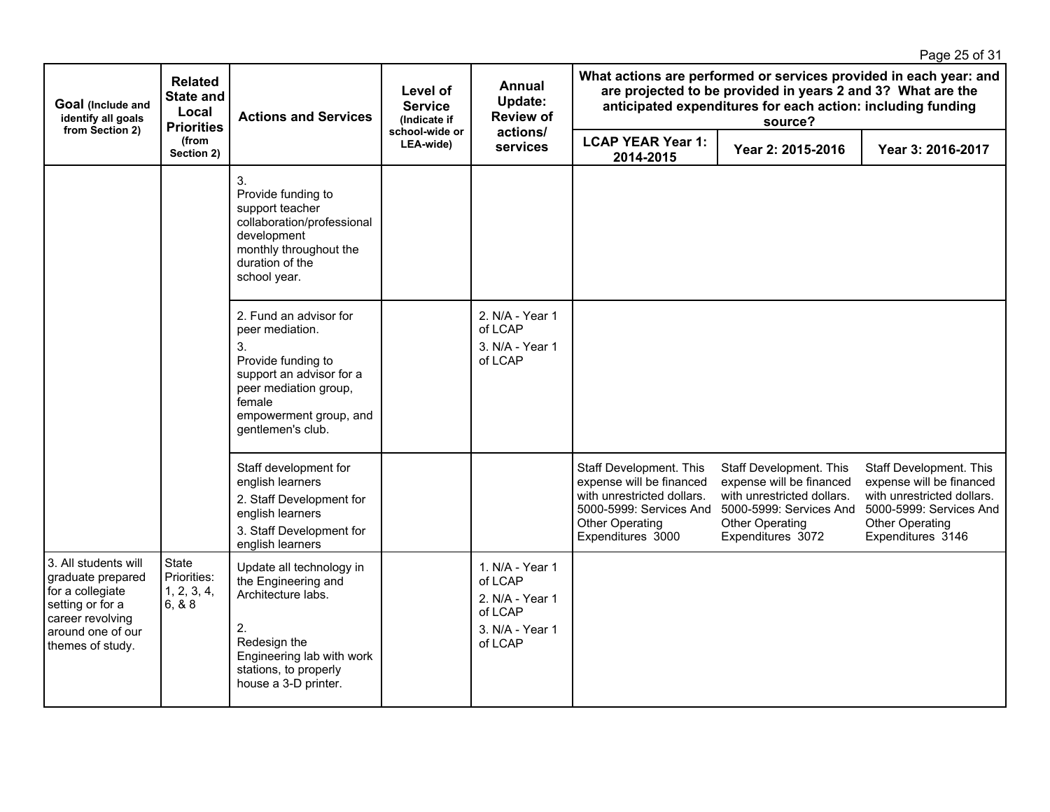| Goal (Include and identify all goals from Section 2) | Related State and Local Priorities (from Section 2) | Actions and Services | Level of Service (Indicate if school-wide or LEA-wide) | Annual Update: Review of actions/ services | What actions are performed or services provided in each year: and are projected to be provided in years 2 and 3? What are the anticipated expenditures for each action: including funding source? | | |
|---|---|---|---|---|---|---|---|
| | | | | | LCAP YEAR Year 1: 2014-2015 | Year 2: 2015-2016 | Year 3: 2016-2017 |
| | | 3. Provide funding to support teacher collaboration/professional development monthly throughout the duration of the school year. | | | | | |
| | | 2. Fund an advisor for peer mediation. 3. Provide funding to support an advisor for a peer mediation group, female empowerment group, and gentlemen's club. | | 2. N/A - Year 1 of LCAP 3. N/A - Year 1 of LCAP | | | |
| | | Staff development for english learners 2. Staff Development for english learners 3. Staff Development for english learners | | | Staff Development. This expense will be financed with unrestricted dollars. 5000-5999: Services And Other Operating Expenditures 3000 | Staff Development. This expense will be financed with unrestricted dollars. 5000-5999: Services And Other Operating Expenditures 3072 | Staff Development. This expense will be financed with unrestricted dollars. 5000-5999: Services And Other Operating Expenditures 3146 |
| 3. All students will graduate prepared for a collegiate setting or for a career revolving around one of our themes of study. | State Priorities: 1, 2, 3, 4, 6, & 8 | Update all technology in the Engineering and Architecture labs. 2. Redesign the Engineering lab with work stations, to properly house a 3-D printer. | | 1. N/A - Year 1 of LCAP 2. N/A - Year 1 of LCAP 3. N/A - Year 1 of LCAP | | | |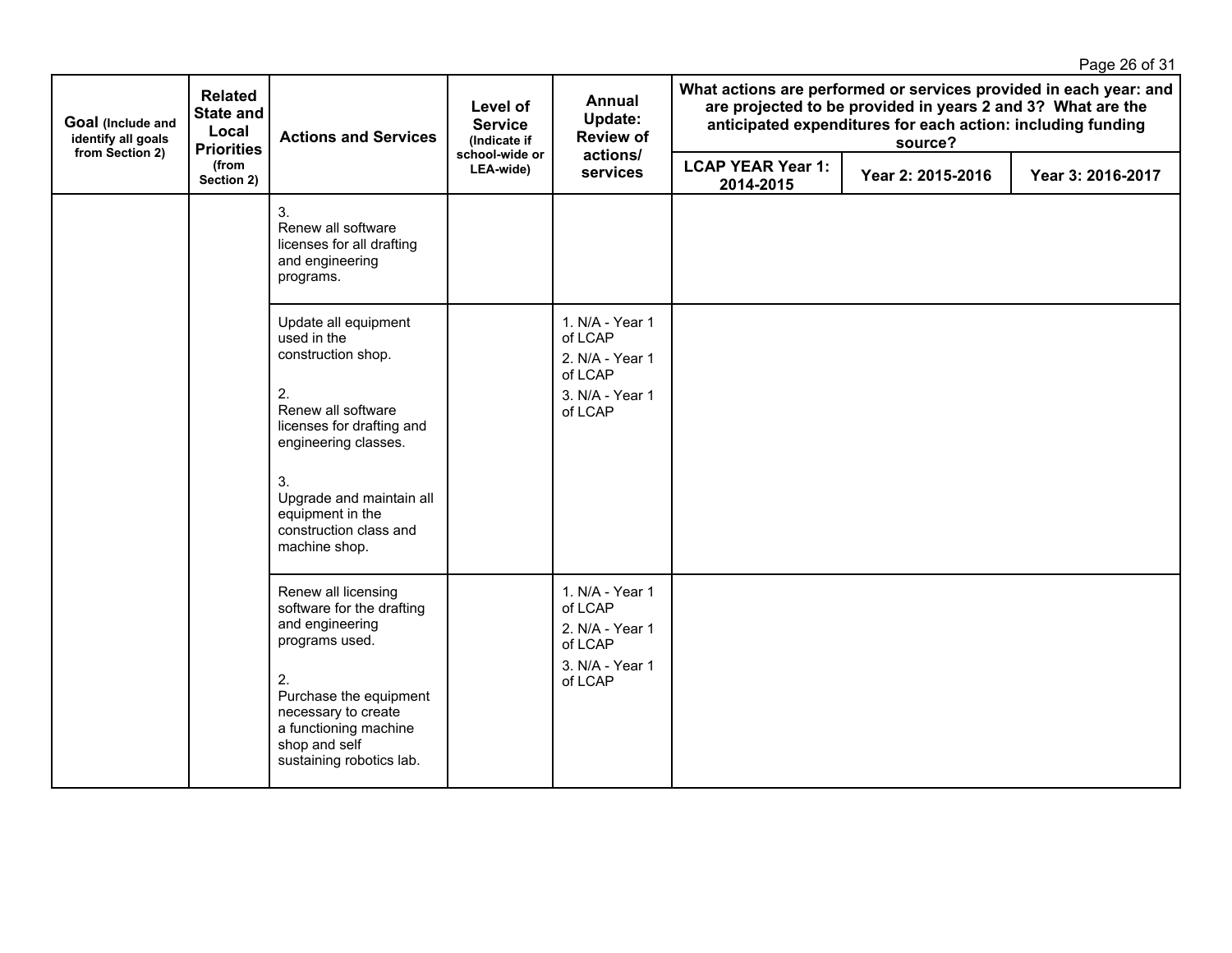| Goal (Include and identify all goals from Section 2) | Related State and Local Priorities (from Section 2) | Actions and Services | Level of Service (Indicate if school-wide or LEA-wide) | Annual Update: Review of actions/ services | What actions are performed or services provided in each year: and are projected to be provided in years 2 and 3? What are the anticipated expenditures for each action: including funding source? | | |
|---|---|---|---|---|---|---|---|
| | | | | | LCAP YEAR Year 1: 2014-2015 | Year 2: 2015-2016 | Year 3: 2016-2017 |
| | | 3.<br>Renew all software licenses for all drafting and engineering programs. | | | | | |
| | | Update all equipment used in the construction shop.<br><br>2.<br>Renew all software licenses for drafting and engineering classes.<br><br>3.<br>Upgrade and maintain all equipment in the construction class and machine shop. | | 1. N/A - Year 1 of LCAP<br>2. N/A - Year 1 of LCAP<br>3. N/A - Year 1 of LCAP | | | |
| | | Renew all licensing software for the drafting and engineering programs used.<br><br>2.<br>Purchase the equipment necessary to create a functioning machine shop and self sustaining robotics lab. | | 1. N/A - Year 1 of LCAP<br>2. N/A - Year 1 of LCAP<br>3. N/A - Year 1 of LCAP | | | |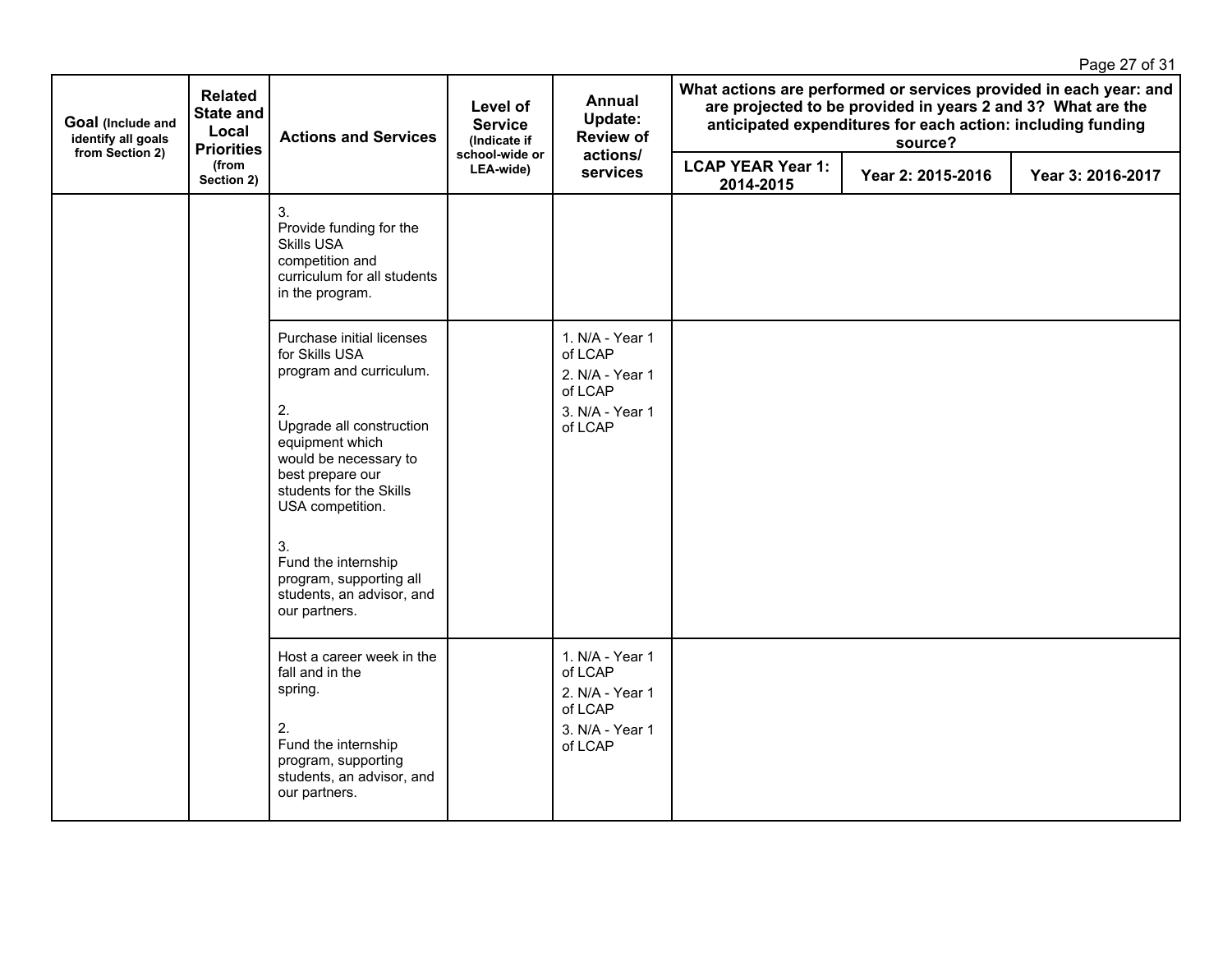| Goal (Include and identify all goals from Section 2) | Related State and Local Priorities (from Section 2) | Actions and Services | Level of Service (Indicate if school-wide or LEA-wide) | Annual Update: Review of actions/ services | What actions are performed or services provided in each year: and are projected to be provided in years 2 and 3? What are the anticipated expenditures for each action: including funding source? | | |
|---|---|---|---|---|---|---|---|
| | | | | | LCAP YEAR Year 1: 2014-2015 | Year 2: 2015-2016 | Year 3: 2016-2017 |
| | | 3.<br>Provide funding for the Skills USA competition and curriculum for all students in the program. | | | | | |
| | | Purchase initial licenses for Skills USA program and curriculum.<br><br>2.<br>Upgrade all construction equipment which would be necessary to best prepare our students for the Skills USA competition.<br><br>3.<br>Fund the internship program, supporting all students, an advisor, and our partners. | | 1. N/A - Year 1 of LCAP<br>2. N/A - Year 1 of LCAP<br>3. N/A - Year 1 of LCAP | | | |
| | | Host a career week in the fall and in the spring.<br><br>2.<br>Fund the internship program, supporting students, an advisor, and our partners. | | 1. N/A - Year 1 of LCAP<br>2. N/A - Year 1 of LCAP<br>3. N/A - Year 1 of LCAP | | | |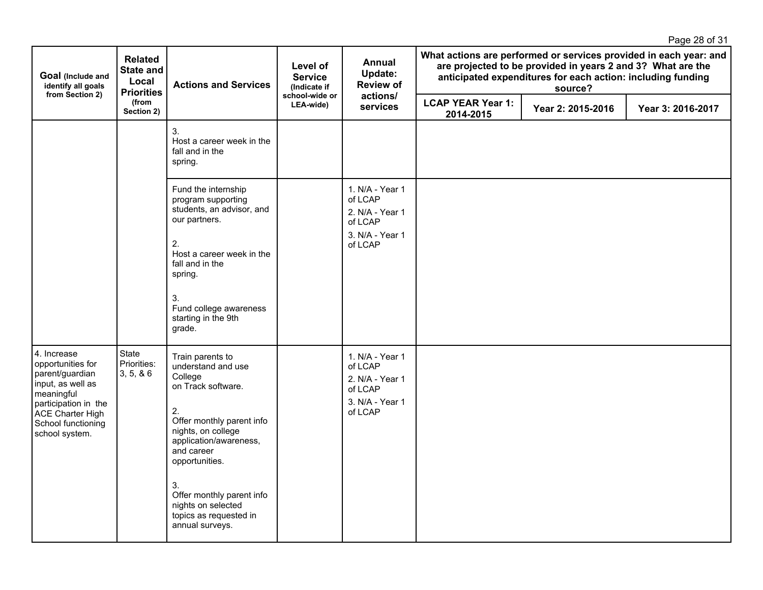| Goal (Include and identify all goals from Section 2) | Related State and Local Priorities (from Section 2) | Actions and Services | Level of Service (Indicate if school-wide or LEA-wide) | Annual Update: Review of actions/ services | What actions are performed or services provided in each year: and are projected to be provided in years 2 and 3? What are the anticipated expenditures for each action: including funding source? | | |
|---|---|---|---|---|---|---|---|
| | | | | | LCAP YEAR Year 1: 2014-2015 | Year 2: 2015-2016 | Year 3: 2016-2017 |
| | | 3. Host a career week in the fall and in the spring. | | | | | |
| | | Fund the internship program supporting students, an advisor, and our partners.<br><br>2. Host a career week in the fall and in the spring.<br><br>3. Fund college awareness starting in the 9th grade. | | 1. N/A - Year 1 of LCAP<br>2. N/A - Year 1 of LCAP<br>3. N/A - Year 1 of LCAP | | | |
| 4. Increase opportunities for parent/guardian input, as well as meaningful participation in the ACE Charter High School functioning school system. | State Priorities: 3, 5, & 6 | Train parents to understand and use College on Track software.<br><br>2. Offer monthly parent info nights, on college application/awareness, and career opportunities.<br><br>3. Offer monthly parent info nights on selected topics as requested in annual surveys. | | 1. N/A - Year 1 of LCAP<br>2. N/A - Year 1 of LCAP<br>3. N/A - Year 1 of LCAP | | | |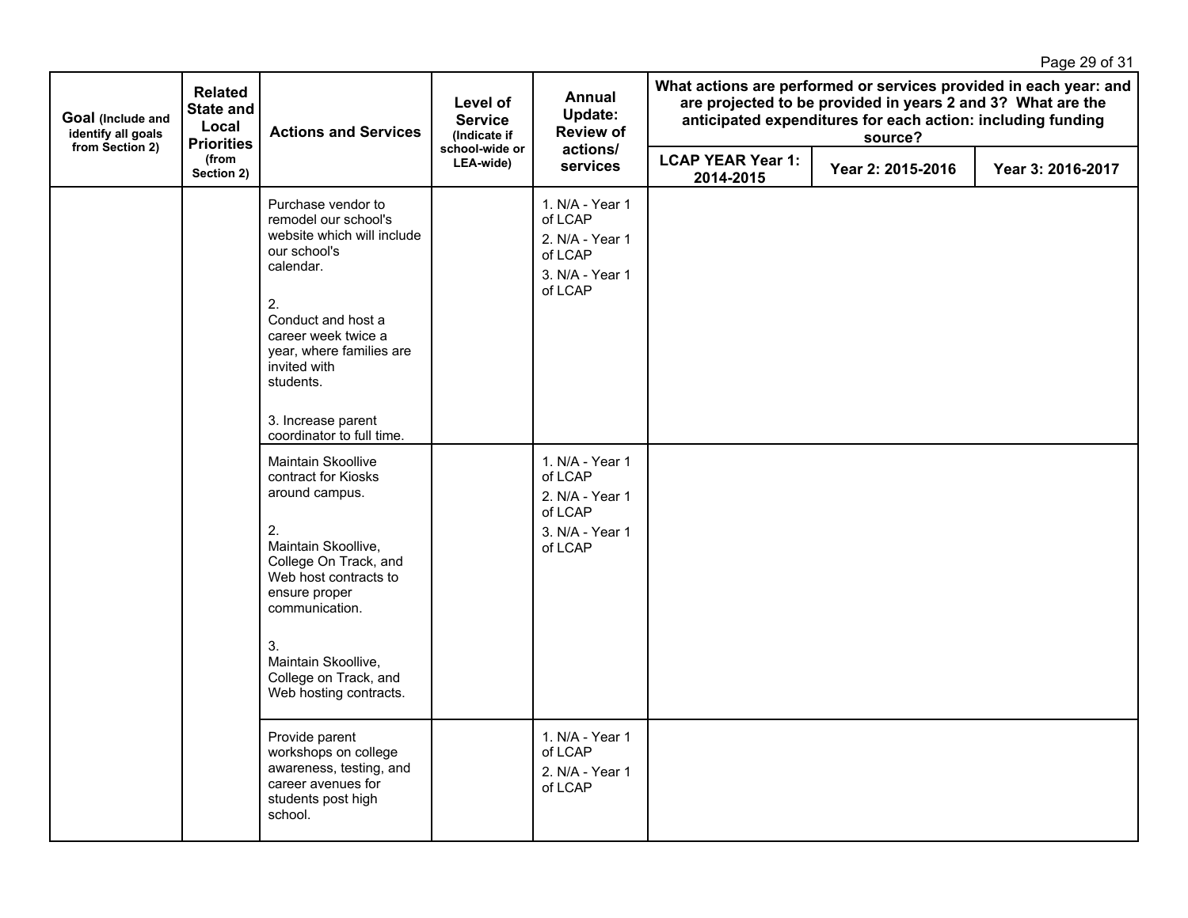| Goal (Include and identify all goals from Section 2) | Related State and Local Priorities (from Section 2) | Actions and Services | Level of Service (Indicate if school-wide or LEA-wide) | Annual Update: Review of actions/ services | What actions are performed or services provided in each year: and are projected to be provided in years 2 and 3? What are the anticipated expenditures for each action: including funding source? | | |
|---|---|---|---|---|---|---|---|
| | | | | | LCAP YEAR Year 1: 2014-2015 | Year 2: 2015-2016 | Year 3: 2016-2017 |
| | | Purchase vendor to remodel our school's website which will include our school's calendar.<br><br>2.<br>Conduct and host a career week twice a year, where families are invited with students.<br><br>3. Increase parent coordinator to full time. | | 1. N/A - Year 1 of LCAP<br>2. N/A - Year 1 of LCAP<br>3. N/A - Year 1 of LCAP | | | |
| | | Maintain Skoollive contract for Kiosks around campus.<br><br>2.<br>Maintain Skoollive, College On Track, and Web host contracts to ensure proper communication.<br><br>3.<br>Maintain Skoollive, College on Track, and Web hosting contracts. | | 1. N/A - Year 1 of LCAP<br>2. N/A - Year 1 of LCAP<br>3. N/A - Year 1 of LCAP | | | |
| | | Provide parent workshops on college awareness, testing, and career avenues for students post high school. | | 1. N/A - Year 1 of LCAP<br>2. N/A - Year 1 of LCAP | | | |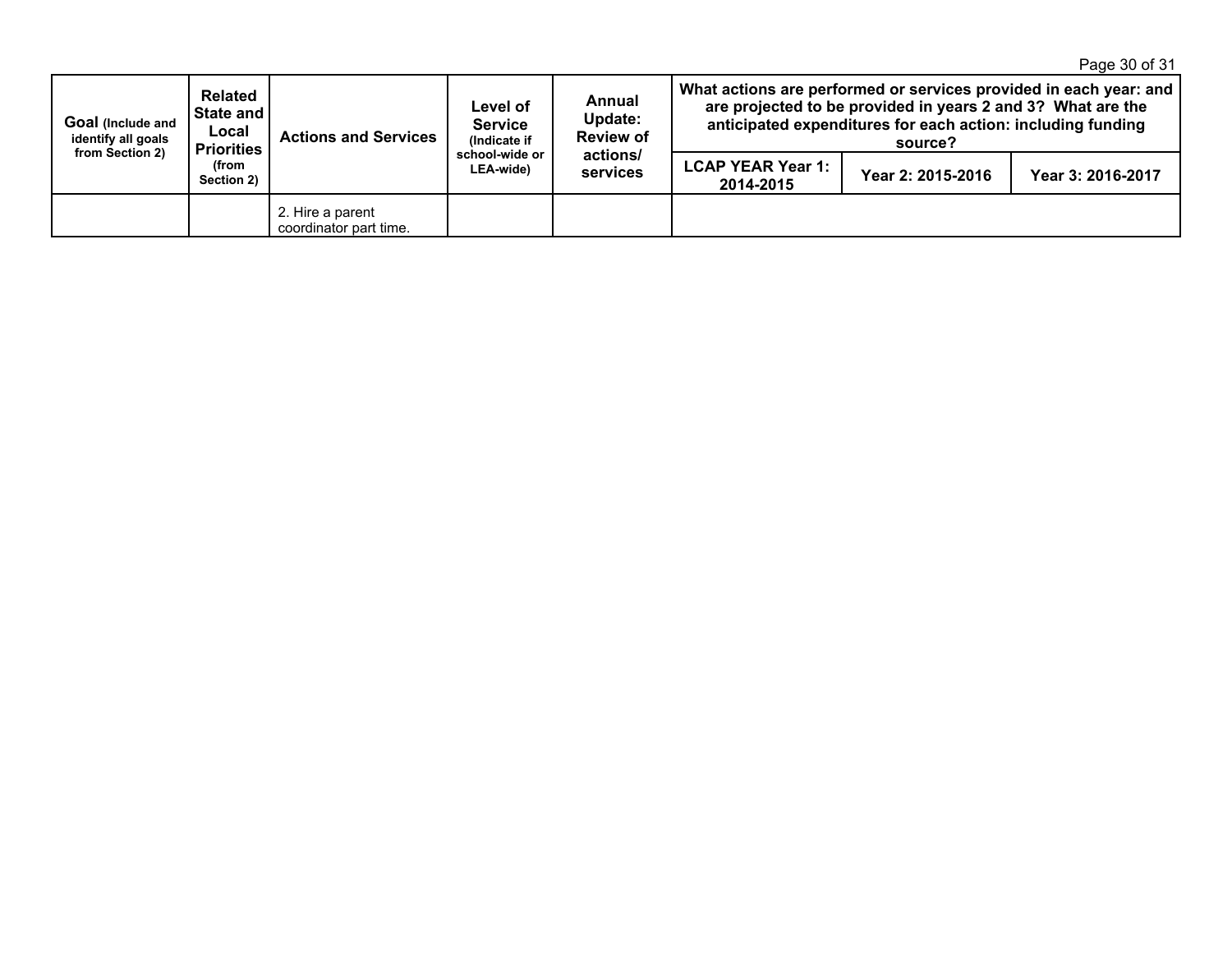| Goal (Include and identify all goals from Section 2) | Related State and Local Priorities (from Section 2) | Actions and Services | Level of Service (Indicate if school-wide or LEA-wide) | Annual Update: Review of actions/ services | What actions are performed or services provided in each year: and are projected to be provided in years 2 and 3? What are the anticipated expenditures for each action: including funding source? | | |
|---|---|---|---|---|---|---|---|
| | | | | | LCAP YEAR Year 1: 2014-2015 | Year 2: 2015-2016 | Year 3: 2016-2017 |
| | | 2. Hire a parent coordinator part time. | | | | | |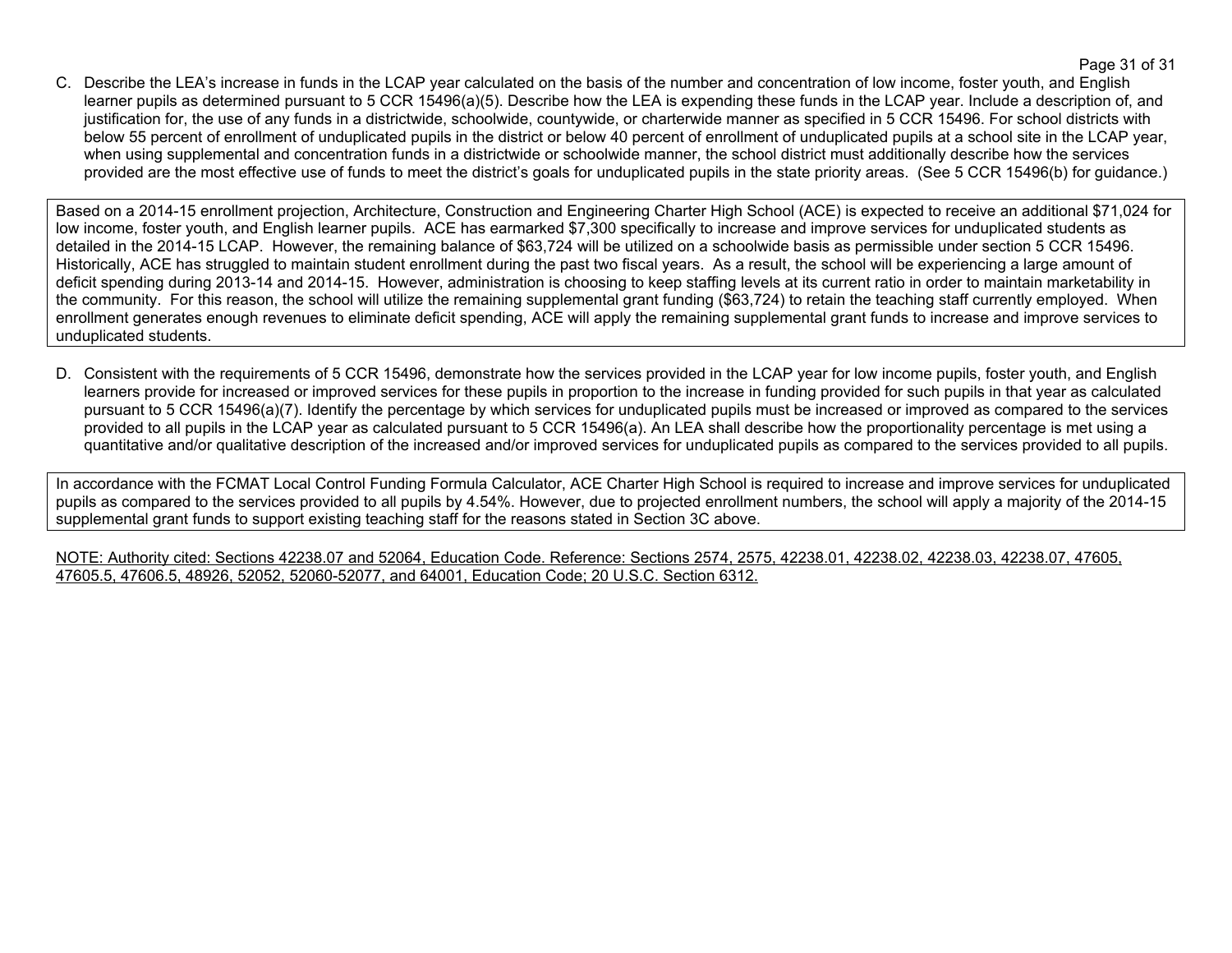C. Describe the LEA's increase in funds in the LCAP year calculated on the basis of the number and concentration of low income, foster youth, and English learner pupils as determined pursuant to 5 CCR 15496(a)(5). Describe how the LEA is expending these funds in the LCAP year. Include a description of, and justification for, the use of any funds in a districtwide, schoolwide, countywide, or charterwide manner as specified in 5 CCR 15496. For school districts with below 55 percent of enrollment of unduplicated pupils in the district or below 40 percent of enrollment of unduplicated pupils at a school site in the LCAP year, when using supplemental and concentration funds in a districtwide or schoolwide manner, the school district must additionally describe how the services provided are the most effective use of funds to meet the district's goals for unduplicated pupils in the state priority areas. (See 5 CCR 15496(b) for guidance.)

| |
|---|
| Based on a 2014-15 enrollment projection, Architecture, Construction and Engineering Charter High School (ACE) is expected to receive an additional $71,024 for low income, foster youth, and English learner pupils. ACE has earmarked $7,300 specifically to increase and improve services for unduplicated students as detailed in the 2014-15 LCAP. However, the remaining balance of $63,724 will be utilized on a schoolwide basis as permissible under section 5 CCR 15496. Historically, ACE has struggled to maintain student enrollment during the past two fiscal years. As a result, the school will be experiencing a large amount of deficit spending during 2013-14 and 2014-15. However, administration is choosing to keep staffing levels at its current ratio in order to maintain marketability in the community. For this reason, the school will utilize the remaining supplemental grant funding ($63,724) to retain the teaching staff currently employed. When enrollment generates enough revenues to eliminate deficit spending, ACE will apply the remaining supplemental grant funds to increase and improve services to unduplicated students. |

D. Consistent with the requirements of 5 CCR 15496, demonstrate how the services provided in the LCAP year for low income pupils, foster youth, and English learners provide for increased or improved services for these pupils in proportion to the increase in funding provided for such pupils in that year as calculated pursuant to 5 CCR 15496(a)(7). Identify the percentage by which services for unduplicated pupils must be increased or improved as compared to the services provided to all pupils in the LCAP year as calculated pursuant to 5 CCR 15496(a). An LEA shall describe how the proportionality percentage is met using a quantitative and/or qualitative description of the increased and/or improved services for unduplicated pupils as compared to the services provided to all pupils.

| |
|---|
| In accordance with the FCMAT Local Control Funding Formula Calculator, ACE Charter High School is required to increase and improve services for unduplicated pupils as compared to the services provided to all pupils by 4.54%. However, due to projected enrollment numbers, the school will apply a majority of the 2014-15 supplemental grant funds to support existing teaching staff for the reasons stated in Section 3C above. |

NOTE: Authority cited: Sections 42238.07 and 52064, Education Code. Reference: Sections 2574, 2575, 42238.01, 42238.02, 42238.03, 42238.07, 47605, 47605.5, 47606.5, 48926, 52052, 52060-52077, and 64001, Education Code; 20 U.S.C. Section 6312.